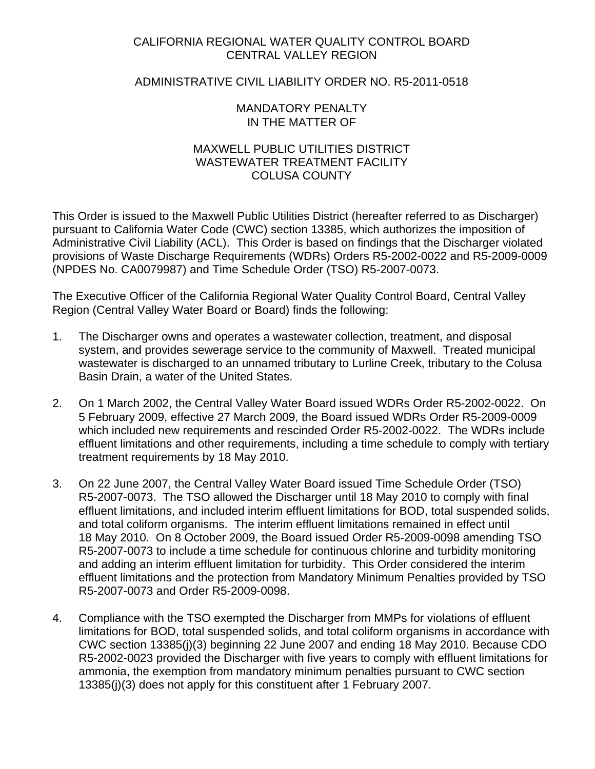# CALIFORNIA REGIONAL WATER QUALITY CONTROL BOARD
# CENTRAL VALLEY REGION

## ADMINISTRATIVE CIVIL LIABILITY ORDER NO. R5-2011-0518

## MANDATORY PENALTY
## IN THE MATTER OF

## MAXWELL PUBLIC UTILITIES DISTRICT
## WASTEWATER TREATMENT FACILITY
## COLUSA COUNTY

This Order is issued to the Maxwell Public Utilities District (hereafter referred to as Discharger) pursuant to California Water Code (CWC) section 13385, which authorizes the imposition of Administrative Civil Liability (ACL). This Order is based on findings that the Discharger violated provisions of Waste Discharge Requirements (WDRs) Orders R5-2002-0022 and R5-2009-0009 (NPDES No. CA0079987) and Time Schedule Order (TSO) R5-2007-0073.

The Executive Officer of the California Regional Water Quality Control Board, Central Valley Region (Central Valley Water Board or Board) finds the following:

1. The Discharger owns and operates a wastewater collection, treatment, and disposal system, and provides sewerage service to the community of Maxwell. Treated municipal wastewater is discharged to an unnamed tributary to Lurline Creek, tributary to the Colusa Basin Drain, a water of the United States.

2. On 1 March 2002, the Central Valley Water Board issued WDRs Order R5-2002-0022. On 5 February 2009, effective 27 March 2009, the Board issued WDRs Order R5-2009-0009 which included new requirements and rescinded Order R5-2002-0022. The WDRs include effluent limitations and other requirements, including a time schedule to comply with tertiary treatment requirements by 18 May 2010.

3. On 22 June 2007, the Central Valley Water Board issued Time Schedule Order (TSO) R5-2007-0073. The TSO allowed the Discharger until 18 May 2010 to comply with final effluent limitations, and included interim effluent limitations for BOD, total suspended solids, and total coliform organisms. The interim effluent limitations remained in effect until 18 May 2010. On 8 October 2009, the Board issued Order R5-2009-0098 amending TSO R5-2007-0073 to include a time schedule for continuous chlorine and turbidity monitoring and adding an interim effluent limitation for turbidity. This Order considered the interim effluent limitations and the protection from Mandatory Minimum Penalties provided by TSO R5-2007-0073 and Order R5-2009-0098.

4. Compliance with the TSO exempted the Discharger from MMPs for violations of effluent limitations for BOD, total suspended solids, and total coliform organisms in accordance with CWC section 13385(j)(3) beginning 22 June 2007 and ending 18 May 2010. Because CDO R5-2002-0023 provided the Discharger with five years to comply with effluent limitations for ammonia, the exemption from mandatory minimum penalties pursuant to CWC section 13385(j)(3) does not apply for this constituent after 1 February 2007.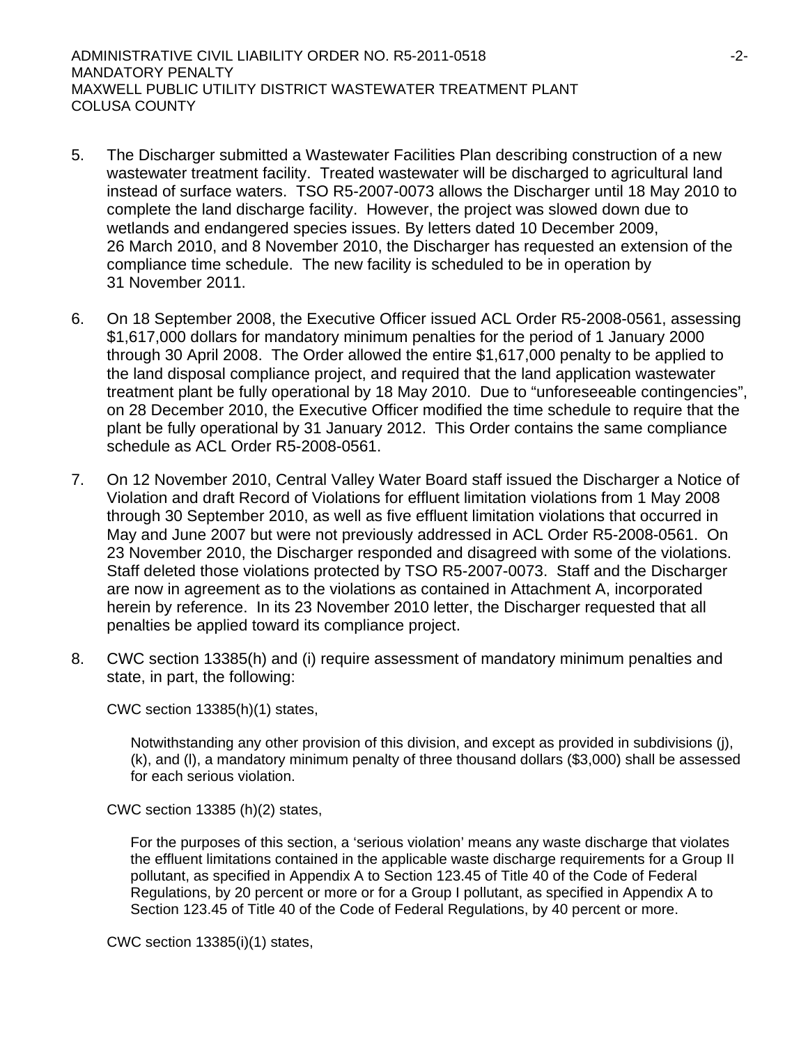5. The Discharger submitted a Wastewater Facilities Plan describing construction of a new wastewater treatment facility. Treated wastewater will be discharged to agricultural land instead of surface waters. TSO R5-2007-0073 allows the Discharger until 18 May 2010 to complete the land discharge facility. However, the project was slowed down due to wetlands and endangered species issues. By letters dated 10 December 2009, 26 March 2010, and 8 November 2010, the Discharger has requested an extension of the compliance time schedule. The new facility is scheduled to be in operation by 31 November 2011.

6. On 18 September 2008, the Executive Officer issued ACL Order R5-2008-0561, assessing $1,617,000 dollars for mandatory minimum penalties for the period of 1 January 2000 through 30 April 2008. The Order allowed the entire $1,617,000 penalty to be applied to the land disposal compliance project, and required that the land application wastewater treatment plant be fully operational by 18 May 2010. Due to "unforeseeable contingencies", on 28 December 2010, the Executive Officer modified the time schedule to require that the plant be fully operational by 31 January 2012. This Order contains the same compliance schedule as ACL Order R5-2008-0561.

7. On 12 November 2010, Central Valley Water Board staff issued the Discharger a Notice of Violation and draft Record of Violations for effluent limitation violations from 1 May 2008 through 30 September 2010, as well as five effluent limitation violations that occurred in May and June 2007 but were not previously addressed in ACL Order R5-2008-0561. On 23 November 2010, the Discharger responded and disagreed with some of the violations. Staff deleted those violations protected by TSO R5-2007-0073. Staff and the Discharger are now in agreement as to the violations as contained in Attachment A, incorporated herein by reference. In its 23 November 2010 letter, the Discharger requested that all penalties be applied toward its compliance project.

8. CWC section 13385(h) and (i) require assessment of mandatory minimum penalties and state, in part, the following:

   CWC section 13385(h)(1) states,

   > Notwithstanding any other provision of this division, and except as provided in subdivisions (j), (k), and (l), a mandatory minimum penalty of three thousand dollars ($3,000) shall be assessed for each serious violation.

   CWC section 13385 (h)(2) states,

   > For the purposes of this section, a 'serious violation' means any waste discharge that violates the effluent limitations contained in the applicable waste discharge requirements for a Group II pollutant, as specified in Appendix A to Section 123.45 of Title 40 of the Code of Federal Regulations, by 20 percent or more or for a Group I pollutant, as specified in Appendix A to Section 123.45 of Title 40 of the Code of Federal Regulations, by 40 percent or more.

   CWC section 13385(i)(1) states,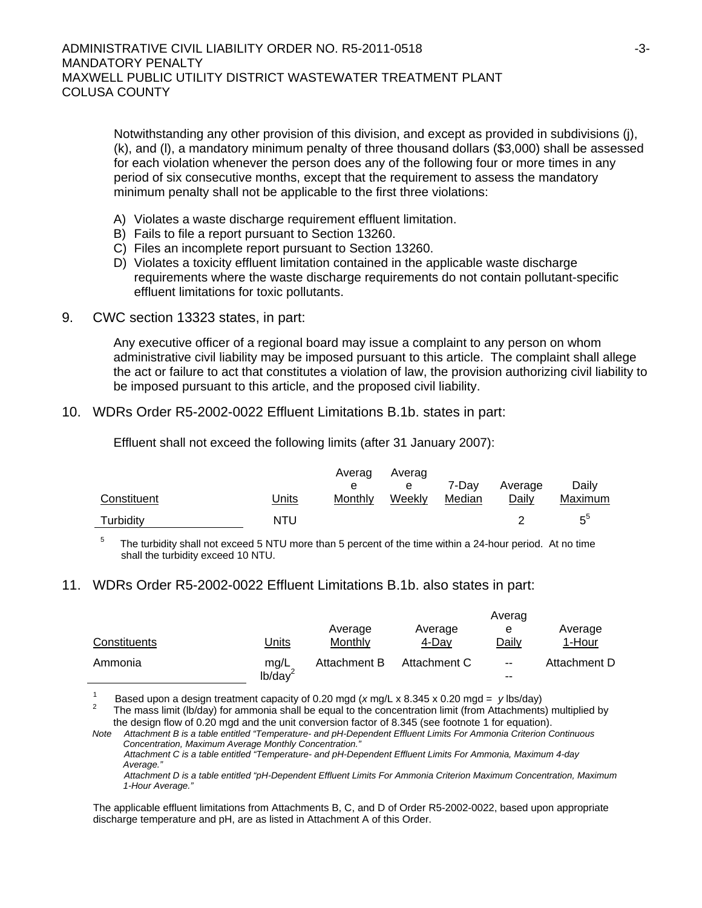Notwithstanding any other provision of this division, and except as provided in subdivisions (j), (k), and (l), a mandatory minimum penalty of three thousand dollars ($3,000) shall be assessed for each violation whenever the person does any of the following four or more times in any period of six consecutive months, except that the requirement to assess the mandatory minimum penalty shall not be applicable to the first three violations:

A) Violates a waste discharge requirement effluent limitation.
B) Fails to file a report pursuant to Section 13260.
C) Files an incomplete report pursuant to Section 13260.
D) Violates a toxicity effluent limitation contained in the applicable waste discharge requirements where the waste discharge requirements do not contain pollutant-specific effluent limitations for toxic pollutants.

9. CWC section 13323 states, in part:

Any executive officer of a regional board may issue a complaint to any person on whom administrative civil liability may be imposed pursuant to this article. The complaint shall allege the act or failure to act that constitutes a violation of law, the provision authorizing civil liability to be imposed pursuant to this article, and the proposed civil liability.

10. WDRs Order R5-2002-0022 Effluent Limitations B.1b. states in part:

Effluent shall not exceed the following limits (after 31 January 2007):

| Constituent | Units | Average Monthly | Average Weekly | 7-Day Median | Average Daily | Daily Maximum |
|---|---|---|---|---|---|---|
| Turbidity | NTU | | | | 2 | 5[5] |

[5] The turbidity shall not exceed 5 NTU more than 5 percent of the time within a 24-hour period. At no time shall the turbidity exceed 10 NTU.

11. WDRs Order R5-2002-0022 Effluent Limitations B.1b. also states in part:

| Constituents | Units | Average Monthly | Average 4-Day | Average Daily | Average 1-Hour |
|---|---|---|---|---|---|
| Ammonia | mg/L<br>lb/day[2] | Attachment B | Attachment C | --<br>-- | Attachment D |

[1] Based upon a design treatment capacity of 0.20 mgd (*x* mg/L x 8.345 x 0.20 mgd = *y* lbs/day)

[2] The mass limit (lb/day) for ammonia shall be equal to the concentration limit (from Attachments) multiplied by the design flow of 0.20 mgd and the unit conversion factor of 8.345 (see footnote 1 for equation).

*Note Attachment B is a table entitled "Temperature- and pH-Dependent Effluent Limits For Ammonia Criterion Continuous Concentration, Maximum Average Monthly Concentration."*
*Attachment C is a table entitled "Temperature- and pH-Dependent Effluent Limits For Ammonia, Maximum 4-day Average."*
*Attachment D is a table entitled "pH-Dependent Effluent Limits For Ammonia Criterion Maximum Concentration, Maximum 1-Hour Average."*

The applicable effluent limitations from Attachments B, C, and D of Order R5-2002-0022, based upon appropriate discharge temperature and pH, are as listed in Attachment A of this Order.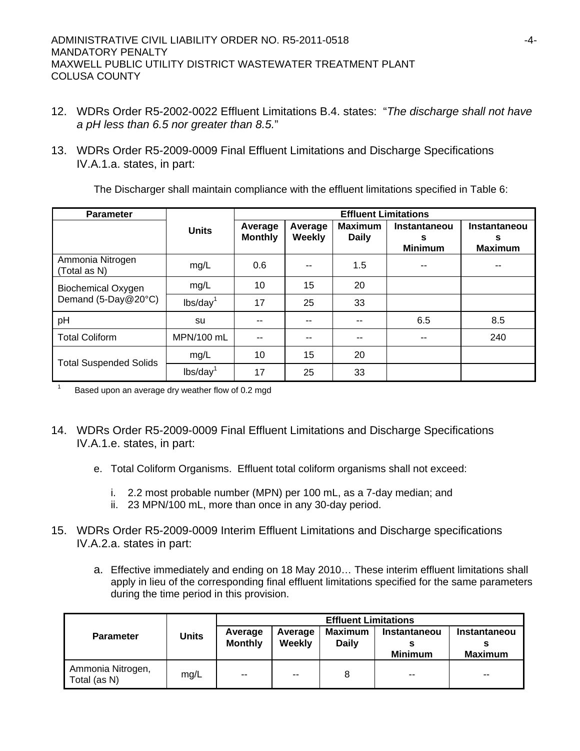12. WDRs Order R5-2002-0022 Effluent Limitations B.4. states: "*The discharge shall not have a pH less than 6.5 nor greater than 8.5.*"

13. WDRs Order R5-2009-0009 Final Effluent Limitations and Discharge Specifications IV.A.1.a. states, in part:

    The Discharger shall maintain compliance with the effluent limitations specified in Table 6:

| Parameter | Units | Effluent Limitations | | | | |
|---|---|---|---|---|---|---|
| | | Average Monthly | Average Weekly | Maximum Daily | Instantaneous Minimum | Instantaneous Maximum |
| Ammonia Nitrogen (Total as N) | mg/L | 0.6 | -- | 1.5 | -- | -- |
| Biochemical Oxygen Demand (5-Day@20°C) | mg/L | 10 | 15 | 20 | | |
| | lbs/day[1] | 17 | 25 | 33 | | |
| pH | su | -- | -- | -- | 6.5 | 8.5 |
| Total Coliform | MPN/100 mL | -- | -- | -- | -- | 240 |
| Total Suspended Solids | mg/L | 10 | 15 | 20 | | |
| | lbs/day[1] | 17 | 25 | 33 | | |

[1] Based upon an average dry weather flow of 0.2 mgd

14. WDRs Order R5-2009-0009 Final Effluent Limitations and Discharge Specifications IV.A.1.e. states, in part:

    e. Total Coliform Organisms. Effluent total coliform organisms shall not exceed:

    i. 2.2 most probable number (MPN) per 100 mL, as a 7-day median; and
    ii. 23 MPN/100 mL, more than once in any 30-day period.

15. WDRs Order R5-2009-0009 Interim Effluent Limitations and Discharge specifications IV.A.2.a. states in part:

    a. Effective immediately and ending on 18 May 2010… These interim effluent limitations shall apply in lieu of the corresponding final effluent limitations specified for the same parameters during the time period in this provision.

| Parameter | Units | Effluent Limitations | | | | |
|---|---|---|---|---|---|---|
| | | Average Monthly | Average Weekly | Maximum Daily | Instantaneous Minimum | Instantaneous Maximum |
| Ammonia Nitrogen, Total (as N) | mg/L | -- | -- | 8 | -- | -- |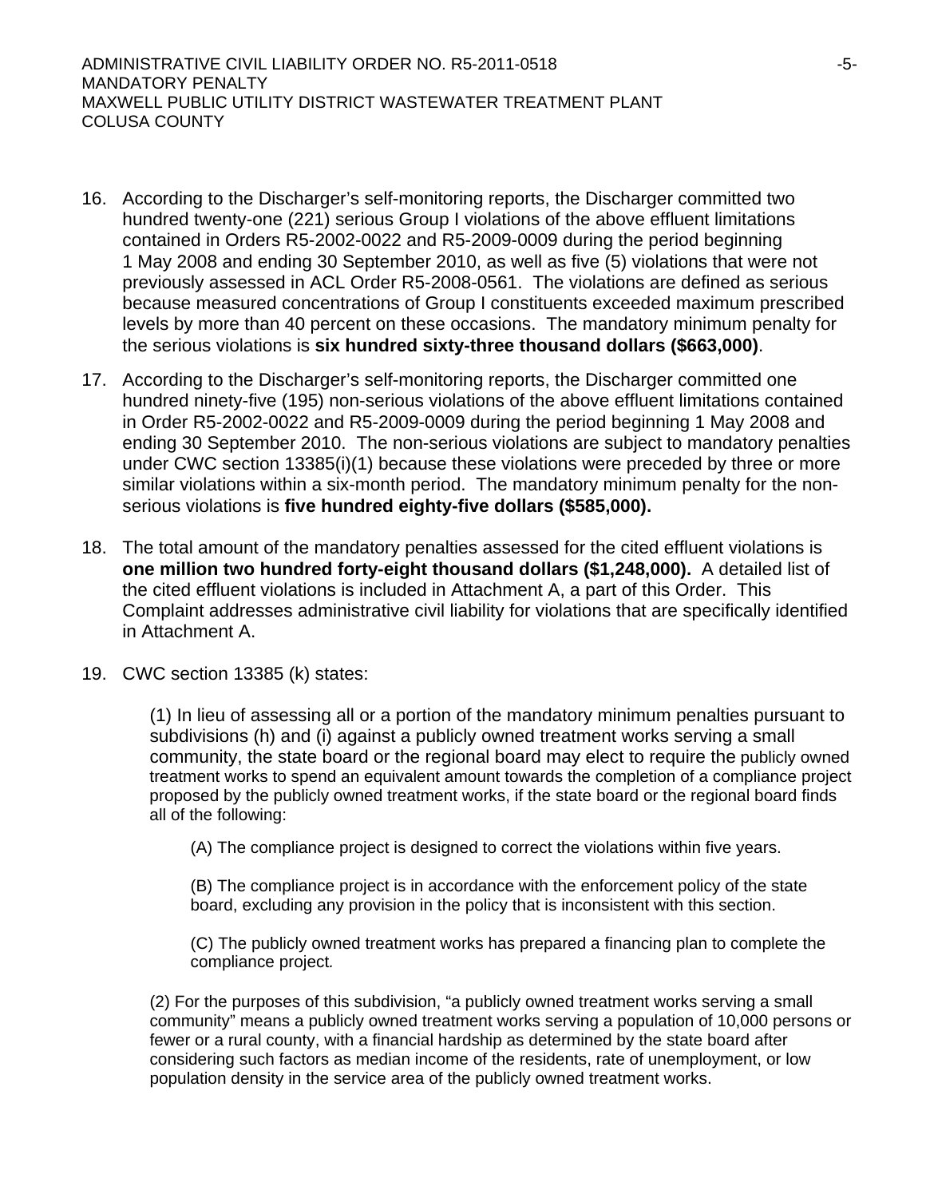16. According to the Discharger's self-monitoring reports, the Discharger committed two hundred twenty-one (221) serious Group I violations of the above effluent limitations contained in Orders R5-2002-0022 and R5-2009-0009 during the period beginning 1 May 2008 and ending 30 September 2010, as well as five (5) violations that were not previously assessed in ACL Order R5-2008-0561. The violations are defined as serious because measured concentrations of Group I constituents exceeded maximum prescribed levels by more than 40 percent on these occasions. The mandatory minimum penalty for the serious violations is **six hundred sixty-three thousand dollars ($663,000)**.

17. According to the Discharger's self-monitoring reports, the Discharger committed one hundred ninety-five (195) non-serious violations of the above effluent limitations contained in Order R5-2002-0022 and R5-2009-0009 during the period beginning 1 May 2008 and ending 30 September 2010. The non-serious violations are subject to mandatory penalties under CWC section 13385(i)(1) because these violations were preceded by three or more similar violations within a six-month period. The mandatory minimum penalty for the non-serious violations is **five hundred eighty-five dollars ($585,000).**

18. The total amount of the mandatory penalties assessed for the cited effluent violations is **one million two hundred forty-eight thousand dollars ($1,248,000).** A detailed list of the cited effluent violations is included in Attachment A, a part of this Order. This Complaint addresses administrative civil liability for violations that are specifically identified in Attachment A.

19. CWC section 13385 (k) states:

    (1) In lieu of assessing all or a portion of the mandatory minimum penalties pursuant to subdivisions (h) and (i) against a publicly owned treatment works serving a small community, the state board or the regional board may elect to require the publicly owned treatment works to spend an equivalent amount towards the completion of a compliance project proposed by the publicly owned treatment works, if the state board or the regional board finds all of the following:

    (A) The compliance project is designed to correct the violations within five years.

    (B) The compliance project is in accordance with the enforcement policy of the state board, excluding any provision in the policy that is inconsistent with this section.

    (C) The publicly owned treatment works has prepared a financing plan to complete the compliance project.

    (2) For the purposes of this subdivision, "a publicly owned treatment works serving a small community" means a publicly owned treatment works serving a population of 10,000 persons or fewer or a rural county, with a financial hardship as determined by the state board after considering such factors as median income of the residents, rate of unemployment, or low population density in the service area of the publicly owned treatment works.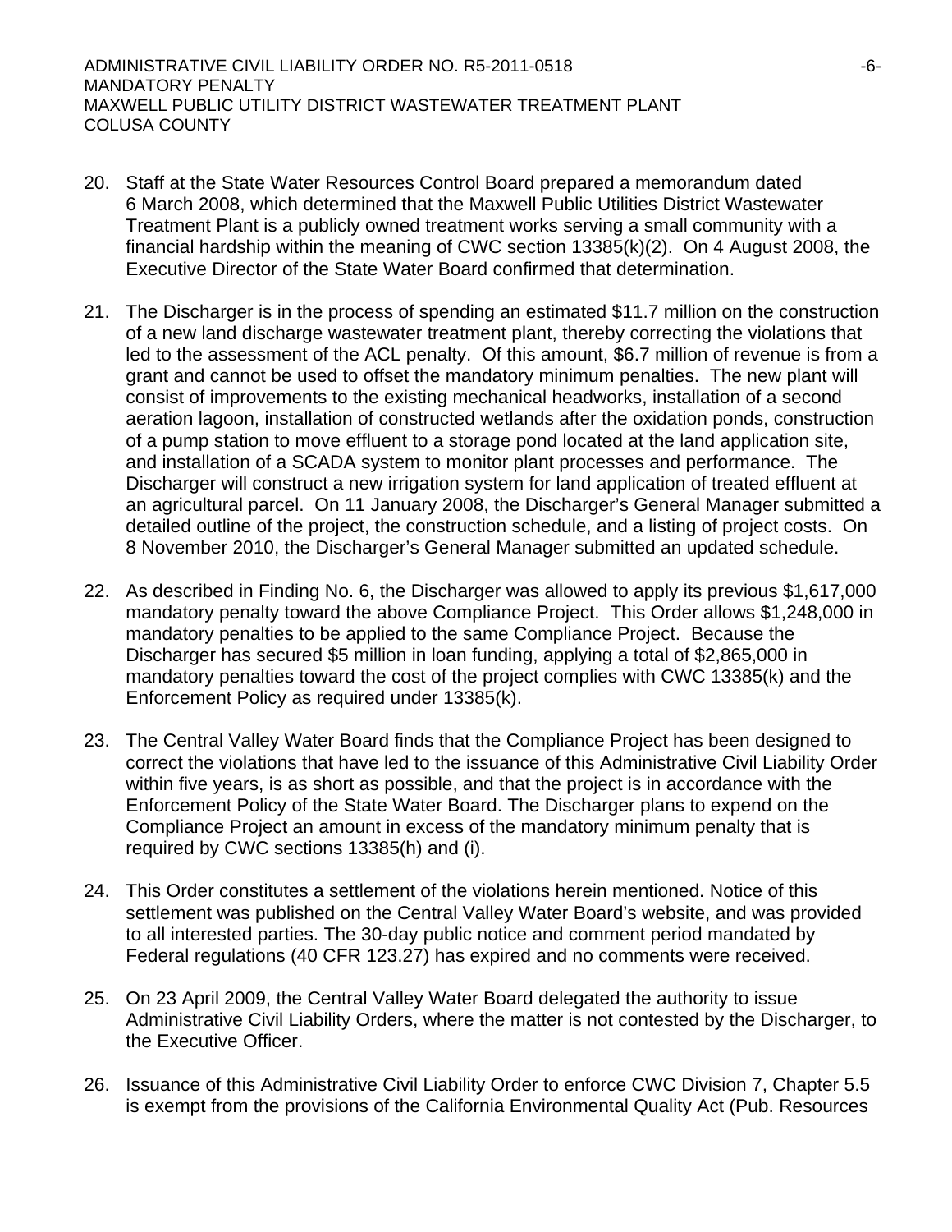20. Staff at the State Water Resources Control Board prepared a memorandum dated 6 March 2008, which determined that the Maxwell Public Utilities District Wastewater Treatment Plant is a publicly owned treatment works serving a small community with a financial hardship within the meaning of CWC section 13385(k)(2). On 4 August 2008, the Executive Director of the State Water Board confirmed that determination.

21. The Discharger is in the process of spending an estimated $11.7 million on the construction of a new land discharge wastewater treatment plant, thereby correcting the violations that led to the assessment of the ACL penalty. Of this amount, $6.7 million of revenue is from a grant and cannot be used to offset the mandatory minimum penalties. The new plant will consist of improvements to the existing mechanical headworks, installation of a second aeration lagoon, installation of constructed wetlands after the oxidation ponds, construction of a pump station to move effluent to a storage pond located at the land application site, and installation of a SCADA system to monitor plant processes and performance. The Discharger will construct a new irrigation system for land application of treated effluent at an agricultural parcel. On 11 January 2008, the Discharger's General Manager submitted a detailed outline of the project, the construction schedule, and a listing of project costs. On 8 November 2010, the Discharger's General Manager submitted an updated schedule.

22. As described in Finding No. 6, the Discharger was allowed to apply its previous $1,617,000 mandatory penalty toward the above Compliance Project. This Order allows $1,248,000 in mandatory penalties to be applied to the same Compliance Project. Because the Discharger has secured $5 million in loan funding, applying a total of $2,865,000 in mandatory penalties toward the cost of the project complies with CWC 13385(k) and the Enforcement Policy as required under 13385(k).

23. The Central Valley Water Board finds that the Compliance Project has been designed to correct the violations that have led to the issuance of this Administrative Civil Liability Order within five years, is as short as possible, and that the project is in accordance with the Enforcement Policy of the State Water Board. The Discharger plans to expend on the Compliance Project an amount in excess of the mandatory minimum penalty that is required by CWC sections 13385(h) and (i).

24. This Order constitutes a settlement of the violations herein mentioned. Notice of this settlement was published on the Central Valley Water Board's website, and was provided to all interested parties. The 30-day public notice and comment period mandated by Federal regulations (40 CFR 123.27) has expired and no comments were received.

25. On 23 April 2009, the Central Valley Water Board delegated the authority to issue Administrative Civil Liability Orders, where the matter is not contested by the Discharger, to the Executive Officer.

26. Issuance of this Administrative Civil Liability Order to enforce CWC Division 7, Chapter 5.5 is exempt from the provisions of the California Environmental Quality Act (Pub. Resources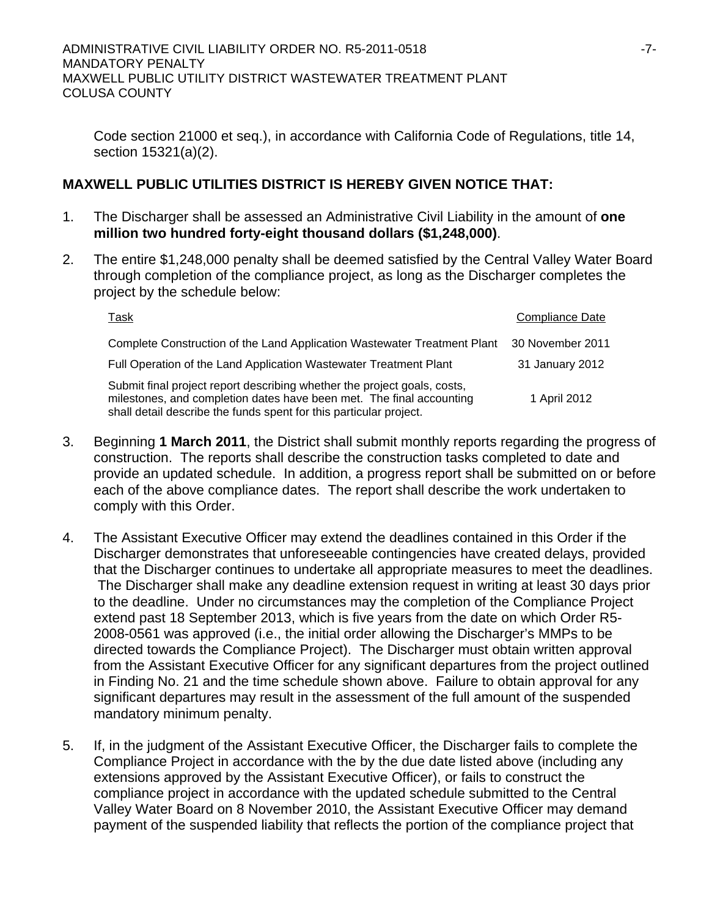Code section 21000 et seq.), in accordance with California Code of Regulations, title 14, section 15321(a)(2).

**MAXWELL PUBLIC UTILITIES DISTRICT IS HEREBY GIVEN NOTICE THAT:**

1. The Discharger shall be assessed an Administrative Civil Liability in the amount of **one million two hundred forty-eight thousand dollars ($1,248,000)**.

2. The entire $1,248,000 penalty shall be deemed satisfied by the Central Valley Water Board through completion of the compliance project, as long as the Discharger completes the project by the schedule below:

| Task | Compliance Date |
|---|---|
| Complete Construction of the Land Application Wastewater Treatment Plant | 30 November 2011 |
| Full Operation of the Land Application Wastewater Treatment Plant | 31 January 2012 |
| Submit final project report describing whether the project goals, costs, milestones, and completion dates have been met. The final accounting shall detail describe the funds spent for this particular project. | 1 April 2012 |

3. Beginning **1 March 2011**, the District shall submit monthly reports regarding the progress of construction. The reports shall describe the construction tasks completed to date and provide an updated schedule. In addition, a progress report shall be submitted on or before each of the above compliance dates. The report shall describe the work undertaken to comply with this Order.

4. The Assistant Executive Officer may extend the deadlines contained in this Order if the Discharger demonstrates that unforeseeable contingencies have created delays, provided that the Discharger continues to undertake all appropriate measures to meet the deadlines. The Discharger shall make any deadline extension request in writing at least 30 days prior to the deadline. Under no circumstances may the completion of the Compliance Project extend past 18 September 2013, which is five years from the date on which Order R5-2008-0561 was approved (i.e., the initial order allowing the Discharger's MMPs to be directed towards the Compliance Project). The Discharger must obtain written approval from the Assistant Executive Officer for any significant departures from the project outlined in Finding No. 21 and the time schedule shown above. Failure to obtain approval for any significant departures may result in the assessment of the full amount of the suspended mandatory minimum penalty.

5. If, in the judgment of the Assistant Executive Officer, the Discharger fails to complete the Compliance Project in accordance with the by the due date listed above (including any extensions approved by the Assistant Executive Officer), or fails to construct the compliance project in accordance with the updated schedule submitted to the Central Valley Water Board on 8 November 2010, the Assistant Executive Officer may demand payment of the suspended liability that reflects the portion of the compliance project that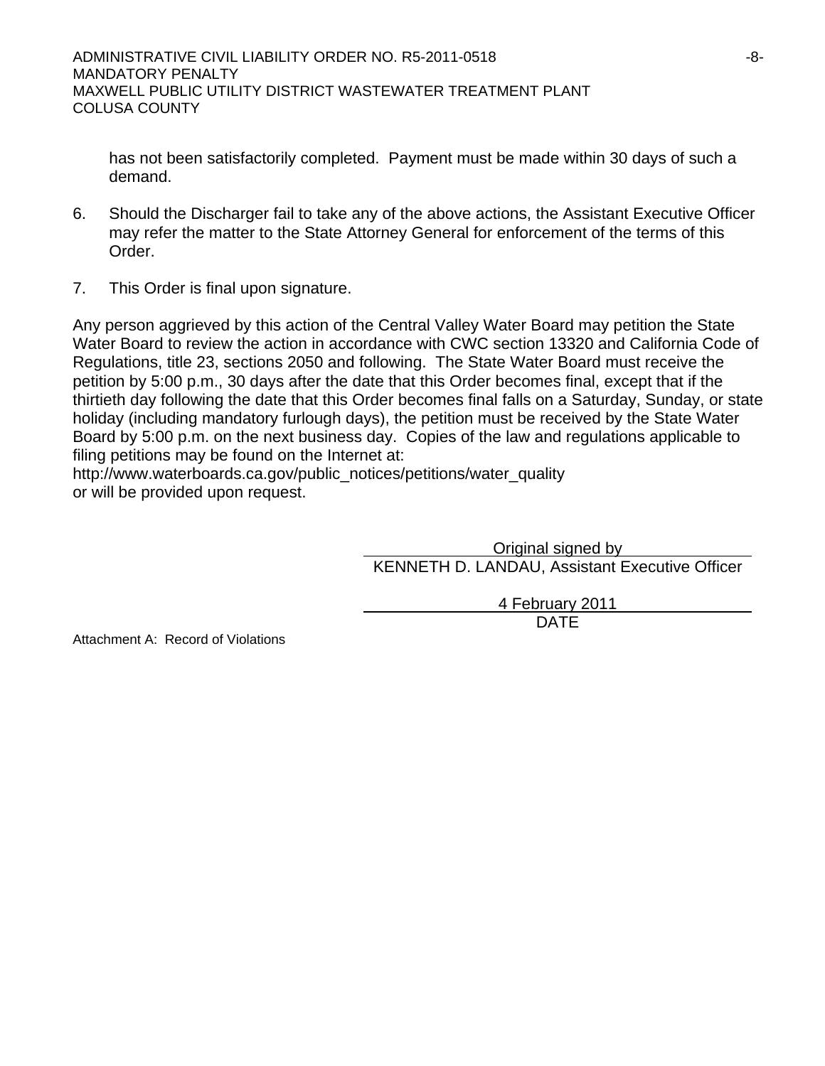has not been satisfactorily completed. Payment must be made within 30 days of such a demand.

6. Should the Discharger fail to take any of the above actions, the Assistant Executive Officer may refer the matter to the State Attorney General for enforcement of the terms of this Order.

7. This Order is final upon signature.

Any person aggrieved by this action of the Central Valley Water Board may petition the State Water Board to review the action in accordance with CWC section 13320 and California Code of Regulations, title 23, sections 2050 and following. The State Water Board must receive the petition by 5:00 p.m., 30 days after the date that this Order becomes final, except that if the thirtieth day following the date that this Order becomes final falls on a Saturday, Sunday, or state holiday (including mandatory furlough days), the petition must be received by the State Water Board by 5:00 p.m. on the next business day. Copies of the law and regulations applicable to filing petitions may be found on the Internet at:
http://www.waterboards.ca.gov/public_notices/petitions/water_quality
or will be provided upon request.

Original signed by
KENNETH D. LANDAU, Assistant Executive Officer

4 February 2011
DATE

Attachment A: Record of Violations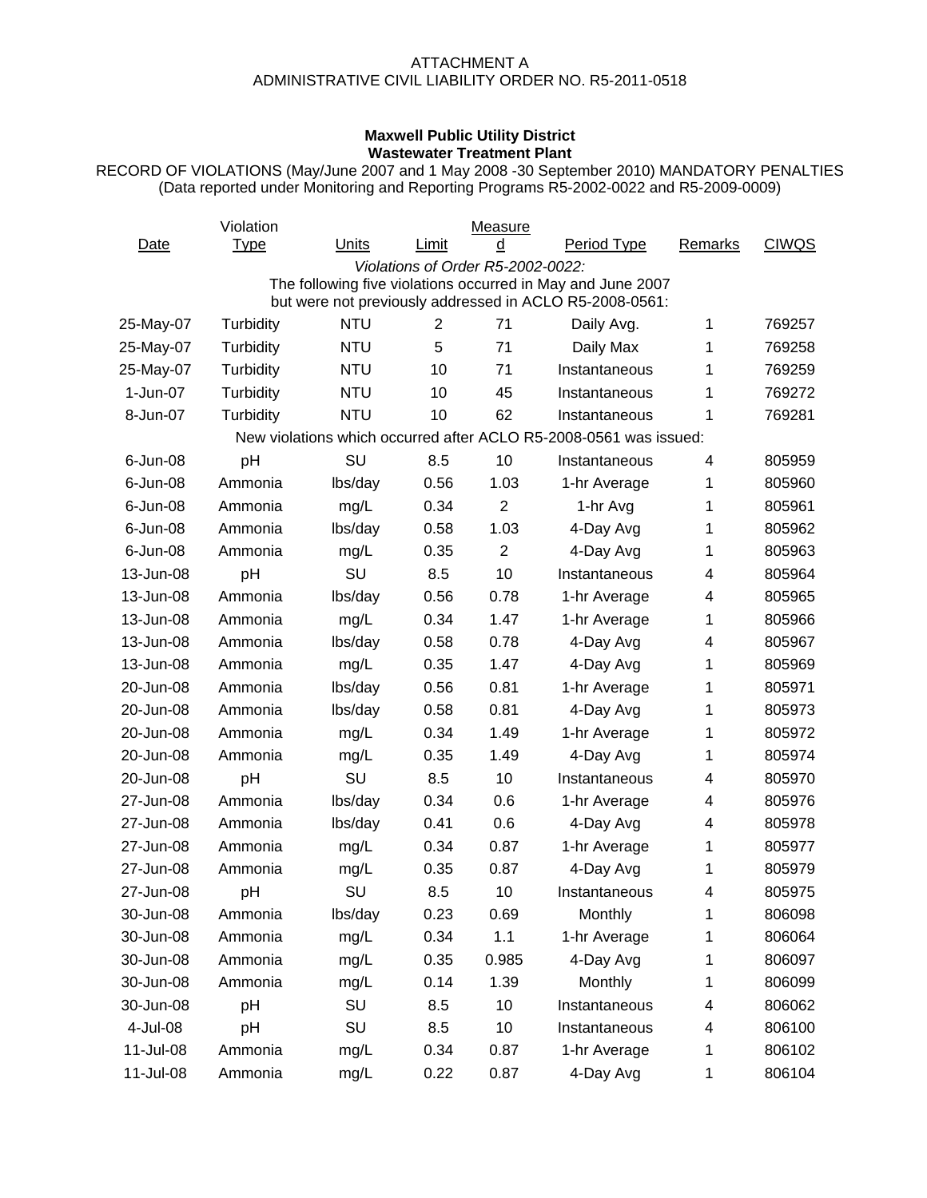ATTACHMENT A
ADMINISTRATIVE CIVIL LIABILITY ORDER NO. R5-2011-0518

**Maxwell Public Utility District**
**Wastewater Treatment Plant**

RECORD OF VIOLATIONS (May/June 2007 and 1 May 2008 -30 September 2010) MANDATORY PENALTIES
(Data reported under Monitoring and Reporting Programs R5-2002-0022 and R5-2009-0009)

| Date | Violation Type | Units | Limit | Measured | Period Type | Remarks | CIWQS |
|---|---|---|---|---|---|---|---|
| *Violations of Order R5-2002-0022:* The following five violations occurred in May and June 2007 but were not previously addressed in ACLO R5-2008-0561: | | | | | | | |
| 25-May-07 | Turbidity | NTU | 2 | 71 | Daily Avg. | 1 | 769257 |
| 25-May-07 | Turbidity | NTU | 5 | 71 | Daily Max | 1 | 769258 |
| 25-May-07 | Turbidity | NTU | 10 | 71 | Instantaneous | 1 | 769259 |
| 1-Jun-07 | Turbidity | NTU | 10 | 45 | Instantaneous | 1 | 769272 |
| 8-Jun-07 | Turbidity | NTU | 10 | 62 | Instantaneous | 1 | 769281 |
| New violations which occurred after ACLO R5-2008-0561 was issued: | | | | | | | |
| 6-Jun-08 | pH | SU | 8.5 | 10 | Instantaneous | 4 | 805959 |
| 6-Jun-08 | Ammonia | lbs/day | 0.56 | 1.03 | 1-hr Average | 1 | 805960 |
| 6-Jun-08 | Ammonia | mg/L | 0.34 | 2 | 1-hr Avg | 1 | 805961 |
| 6-Jun-08 | Ammonia | lbs/day | 0.58 | 1.03 | 4-Day Avg | 1 | 805962 |
| 6-Jun-08 | Ammonia | mg/L | 0.35 | 2 | 4-Day Avg | 1 | 805963 |
| 13-Jun-08 | pH | SU | 8.5 | 10 | Instantaneous | 4 | 805964 |
| 13-Jun-08 | Ammonia | lbs/day | 0.56 | 0.78 | 1-hr Average | 4 | 805965 |
| 13-Jun-08 | Ammonia | mg/L | 0.34 | 1.47 | 1-hr Average | 1 | 805966 |
| 13-Jun-08 | Ammonia | lbs/day | 0.58 | 0.78 | 4-Day Avg | 4 | 805967 |
| 13-Jun-08 | Ammonia | mg/L | 0.35 | 1.47 | 4-Day Avg | 1 | 805969 |
| 20-Jun-08 | Ammonia | lbs/day | 0.56 | 0.81 | 1-hr Average | 1 | 805971 |
| 20-Jun-08 | Ammonia | lbs/day | 0.58 | 0.81 | 4-Day Avg | 1 | 805973 |
| 20-Jun-08 | Ammonia | mg/L | 0.34 | 1.49 | 1-hr Average | 1 | 805972 |
| 20-Jun-08 | Ammonia | mg/L | 0.35 | 1.49 | 4-Day Avg | 1 | 805974 |
| 20-Jun-08 | pH | SU | 8.5 | 10 | Instantaneous | 4 | 805970 |
| 27-Jun-08 | Ammonia | lbs/day | 0.34 | 0.6 | 1-hr Average | 4 | 805976 |
| 27-Jun-08 | Ammonia | lbs/day | 0.41 | 0.6 | 4-Day Avg | 4 | 805978 |
| 27-Jun-08 | Ammonia | mg/L | 0.34 | 0.87 | 1-hr Average | 1 | 805977 |
| 27-Jun-08 | Ammonia | mg/L | 0.35 | 0.87 | 4-Day Avg | 1 | 805979 |
| 27-Jun-08 | pH | SU | 8.5 | 10 | Instantaneous | 4 | 805975 |
| 30-Jun-08 | Ammonia | lbs/day | 0.23 | 0.69 | Monthly | 1 | 806098 |
| 30-Jun-08 | Ammonia | mg/L | 0.34 | 1.1 | 1-hr Average | 1 | 806064 |
| 30-Jun-08 | Ammonia | mg/L | 0.35 | 0.985 | 4-Day Avg | 1 | 806097 |
| 30-Jun-08 | Ammonia | mg/L | 0.14 | 1.39 | Monthly | 1 | 806099 |
| 30-Jun-08 | pH | SU | 8.5 | 10 | Instantaneous | 4 | 806062 |
| 4-Jul-08 | pH | SU | 8.5 | 10 | Instantaneous | 4 | 806100 |
| 11-Jul-08 | Ammonia | mg/L | 0.34 | 0.87 | 1-hr Average | 1 | 806102 |
| 11-Jul-08 | Ammonia | mg/L | 0.22 | 0.87 | 4-Day Avg | 1 | 806104 |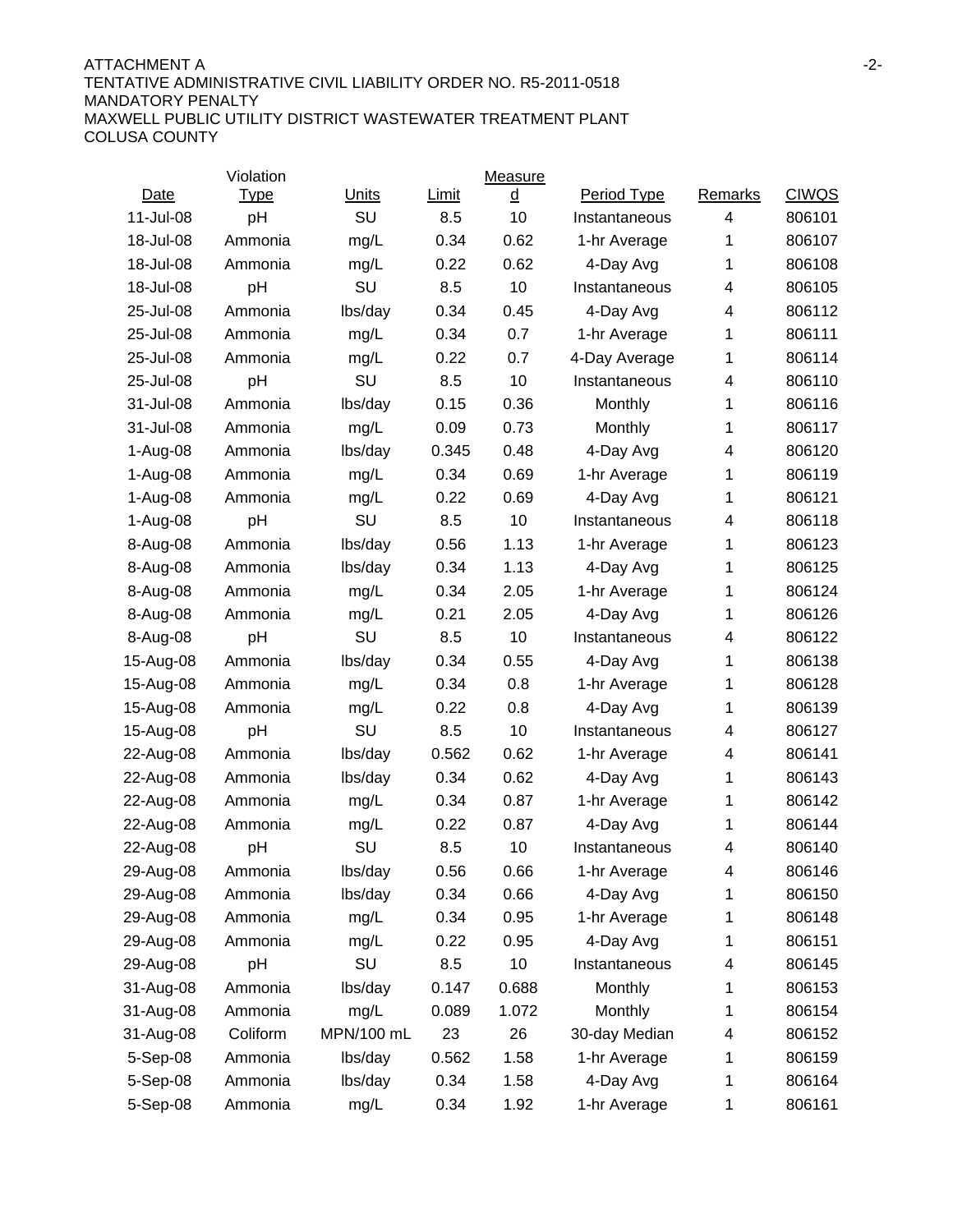ATTACHMENT A
TENTATIVE ADMINISTRATIVE CIVIL LIABILITY ORDER NO. R5-2011-0518
MANDATORY PENALTY
MAXWELL PUBLIC UTILITY DISTRICT WASTEWATER TREATMENT PLANT
COLUSA COUNTY

| Date | Violation Type | Units | Limit | Measured | Period Type | Remarks | CIWQS |
|---|---|---|---|---|---|---|---|
| 11-Jul-08 | pH | SU | 8.5 | 10 | Instantaneous | 4 | 806101 |
| 18-Jul-08 | Ammonia | mg/L | 0.34 | 0.62 | 1-hr Average | 1 | 806107 |
| 18-Jul-08 | Ammonia | mg/L | 0.22 | 0.62 | 4-Day Avg | 1 | 806108 |
| 18-Jul-08 | pH | SU | 8.5 | 10 | Instantaneous | 4 | 806105 |
| 25-Jul-08 | Ammonia | lbs/day | 0.34 | 0.45 | 4-Day Avg | 4 | 806112 |
| 25-Jul-08 | Ammonia | mg/L | 0.34 | 0.7 | 1-hr Average | 1 | 806111 |
| 25-Jul-08 | Ammonia | mg/L | 0.22 | 0.7 | 4-Day Average | 1 | 806114 |
| 25-Jul-08 | pH | SU | 8.5 | 10 | Instantaneous | 4 | 806110 |
| 31-Jul-08 | Ammonia | lbs/day | 0.15 | 0.36 | Monthly | 1 | 806116 |
| 31-Jul-08 | Ammonia | mg/L | 0.09 | 0.73 | Monthly | 1 | 806117 |
| 1-Aug-08 | Ammonia | lbs/day | 0.345 | 0.48 | 4-Day Avg | 4 | 806120 |
| 1-Aug-08 | Ammonia | mg/L | 0.34 | 0.69 | 1-hr Average | 1 | 806119 |
| 1-Aug-08 | Ammonia | mg/L | 0.22 | 0.69 | 4-Day Avg | 1 | 806121 |
| 1-Aug-08 | pH | SU | 8.5 | 10 | Instantaneous | 4 | 806118 |
| 8-Aug-08 | Ammonia | lbs/day | 0.56 | 1.13 | 1-hr Average | 1 | 806123 |
| 8-Aug-08 | Ammonia | lbs/day | 0.34 | 1.13 | 4-Day Avg | 1 | 806125 |
| 8-Aug-08 | Ammonia | mg/L | 0.34 | 2.05 | 1-hr Average | 1 | 806124 |
| 8-Aug-08 | Ammonia | mg/L | 0.21 | 2.05 | 4-Day Avg | 1 | 806126 |
| 8-Aug-08 | pH | SU | 8.5 | 10 | Instantaneous | 4 | 806122 |
| 15-Aug-08 | Ammonia | lbs/day | 0.34 | 0.55 | 4-Day Avg | 1 | 806138 |
| 15-Aug-08 | Ammonia | mg/L | 0.34 | 0.8 | 1-hr Average | 1 | 806128 |
| 15-Aug-08 | Ammonia | mg/L | 0.22 | 0.8 | 4-Day Avg | 1 | 806139 |
| 15-Aug-08 | pH | SU | 8.5 | 10 | Instantaneous | 4 | 806127 |
| 22-Aug-08 | Ammonia | lbs/day | 0.562 | 0.62 | 1-hr Average | 4 | 806141 |
| 22-Aug-08 | Ammonia | lbs/day | 0.34 | 0.62 | 4-Day Avg | 1 | 806143 |
| 22-Aug-08 | Ammonia | mg/L | 0.34 | 0.87 | 1-hr Average | 1 | 806142 |
| 22-Aug-08 | Ammonia | mg/L | 0.22 | 0.87 | 4-Day Avg | 1 | 806144 |
| 22-Aug-08 | pH | SU | 8.5 | 10 | Instantaneous | 4 | 806140 |
| 29-Aug-08 | Ammonia | lbs/day | 0.56 | 0.66 | 1-hr Average | 4 | 806146 |
| 29-Aug-08 | Ammonia | lbs/day | 0.34 | 0.66 | 4-Day Avg | 1 | 806150 |
| 29-Aug-08 | Ammonia | mg/L | 0.34 | 0.95 | 1-hr Average | 1 | 806148 |
| 29-Aug-08 | Ammonia | mg/L | 0.22 | 0.95 | 4-Day Avg | 1 | 806151 |
| 29-Aug-08 | pH | SU | 8.5 | 10 | Instantaneous | 4 | 806145 |
| 31-Aug-08 | Ammonia | lbs/day | 0.147 | 0.688 | Monthly | 1 | 806153 |
| 31-Aug-08 | Ammonia | mg/L | 0.089 | 1.072 | Monthly | 1 | 806154 |
| 31-Aug-08 | Coliform | MPN/100 mL | 23 | 26 | 30-day Median | 4 | 806152 |
| 5-Sep-08 | Ammonia | lbs/day | 0.562 | 1.58 | 1-hr Average | 1 | 806159 |
| 5-Sep-08 | Ammonia | lbs/day | 0.34 | 1.58 | 4-Day Avg | 1 | 806164 |
| 5-Sep-08 | Ammonia | mg/L | 0.34 | 1.92 | 1-hr Average | 1 | 806161 |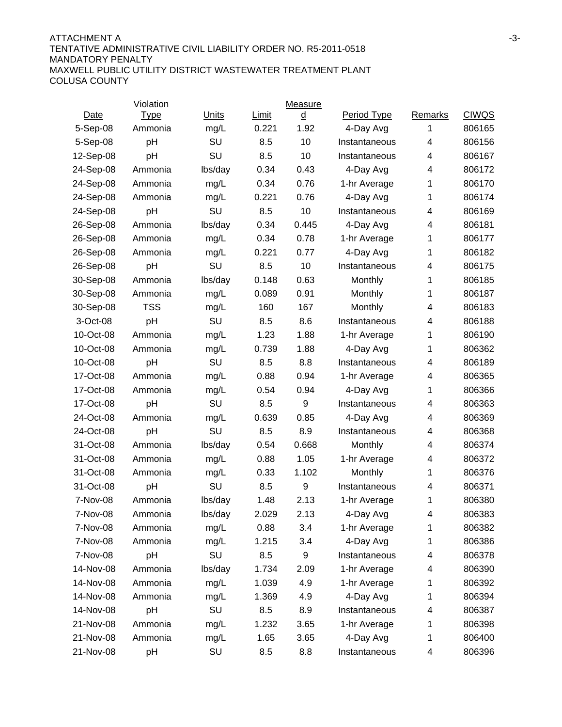ATTACHMENT A

TENTATIVE ADMINISTRATIVE CIVIL LIABILITY ORDER NO. R5-2011-0518

MANDATORY PENALTY

MAXWELL PUBLIC UTILITY DISTRICT WASTEWATER TREATMENT PLANT

COLUSA COUNTY

| Date | Violation Type | Units | Limit | Measured | Period Type | Remarks | CIWQS |
|---|---|---|---|---|---|---|---|
| 5-Sep-08 | Ammonia | mg/L | 0.221 | 1.92 | 4-Day Avg | 1 | 806165 |
| 5-Sep-08 | pH | SU | 8.5 | 10 | Instantaneous | 4 | 806156 |
| 12-Sep-08 | pH | SU | 8.5 | 10 | Instantaneous | 4 | 806167 |
| 24-Sep-08 | Ammonia | lbs/day | 0.34 | 0.43 | 4-Day Avg | 4 | 806172 |
| 24-Sep-08 | Ammonia | mg/L | 0.34 | 0.76 | 1-hr Average | 1 | 806170 |
| 24-Sep-08 | Ammonia | mg/L | 0.221 | 0.76 | 4-Day Avg | 1 | 806174 |
| 24-Sep-08 | pH | SU | 8.5 | 10 | Instantaneous | 4 | 806169 |
| 26-Sep-08 | Ammonia | lbs/day | 0.34 | 0.445 | 4-Day Avg | 4 | 806181 |
| 26-Sep-08 | Ammonia | mg/L | 0.34 | 0.78 | 1-hr Average | 1 | 806177 |
| 26-Sep-08 | Ammonia | mg/L | 0.221 | 0.77 | 4-Day Avg | 1 | 806182 |
| 26-Sep-08 | pH | SU | 8.5 | 10 | Instantaneous | 4 | 806175 |
| 30-Sep-08 | Ammonia | lbs/day | 0.148 | 0.63 | Monthly | 1 | 806185 |
| 30-Sep-08 | Ammonia | mg/L | 0.089 | 0.91 | Monthly | 1 | 806187 |
| 30-Sep-08 | TSS | mg/L | 160 | 167 | Monthly | 4 | 806183 |
| 3-Oct-08 | pH | SU | 8.5 | 8.6 | Instantaneous | 4 | 806188 |
| 10-Oct-08 | Ammonia | mg/L | 1.23 | 1.88 | 1-hr Average | 1 | 806190 |
| 10-Oct-08 | Ammonia | mg/L | 0.739 | 1.88 | 4-Day Avg | 1 | 806362 |
| 10-Oct-08 | pH | SU | 8.5 | 8.8 | Instantaneous | 4 | 806189 |
| 17-Oct-08 | Ammonia | mg/L | 0.88 | 0.94 | 1-hr Average | 4 | 806365 |
| 17-Oct-08 | Ammonia | mg/L | 0.54 | 0.94 | 4-Day Avg | 1 | 806366 |
| 17-Oct-08 | pH | SU | 8.5 | 9 | Instantaneous | 4 | 806363 |
| 24-Oct-08 | Ammonia | mg/L | 0.639 | 0.85 | 4-Day Avg | 4 | 806369 |
| 24-Oct-08 | pH | SU | 8.5 | 8.9 | Instantaneous | 4 | 806368 |
| 31-Oct-08 | Ammonia | lbs/day | 0.54 | 0.668 | Monthly | 4 | 806374 |
| 31-Oct-08 | Ammonia | mg/L | 0.88 | 1.05 | 1-hr Average | 4 | 806372 |
| 31-Oct-08 | Ammonia | mg/L | 0.33 | 1.102 | Monthly | 1 | 806376 |
| 31-Oct-08 | pH | SU | 8.5 | 9 | Instantaneous | 4 | 806371 |
| 7-Nov-08 | Ammonia | lbs/day | 1.48 | 2.13 | 1-hr Average | 1 | 806380 |
| 7-Nov-08 | Ammonia | lbs/day | 2.029 | 2.13 | 4-Day Avg | 4 | 806383 |
| 7-Nov-08 | Ammonia | mg/L | 0.88 | 3.4 | 1-hr Average | 1 | 806382 |
| 7-Nov-08 | Ammonia | mg/L | 1.215 | 3.4 | 4-Day Avg | 1 | 806386 |
| 7-Nov-08 | pH | SU | 8.5 | 9 | Instantaneous | 4 | 806378 |
| 14-Nov-08 | Ammonia | lbs/day | 1.734 | 2.09 | 1-hr Average | 4 | 806390 |
| 14-Nov-08 | Ammonia | mg/L | 1.039 | 4.9 | 1-hr Average | 1 | 806392 |
| 14-Nov-08 | Ammonia | mg/L | 1.369 | 4.9 | 4-Day Avg | 1 | 806394 |
| 14-Nov-08 | pH | SU | 8.5 | 8.9 | Instantaneous | 4 | 806387 |
| 21-Nov-08 | Ammonia | mg/L | 1.232 | 3.65 | 1-hr Average | 1 | 806398 |
| 21-Nov-08 | Ammonia | mg/L | 1.65 | 3.65 | 4-Day Avg | 1 | 806400 |
| 21-Nov-08 | pH | SU | 8.5 | 8.8 | Instantaneous | 4 | 806396 |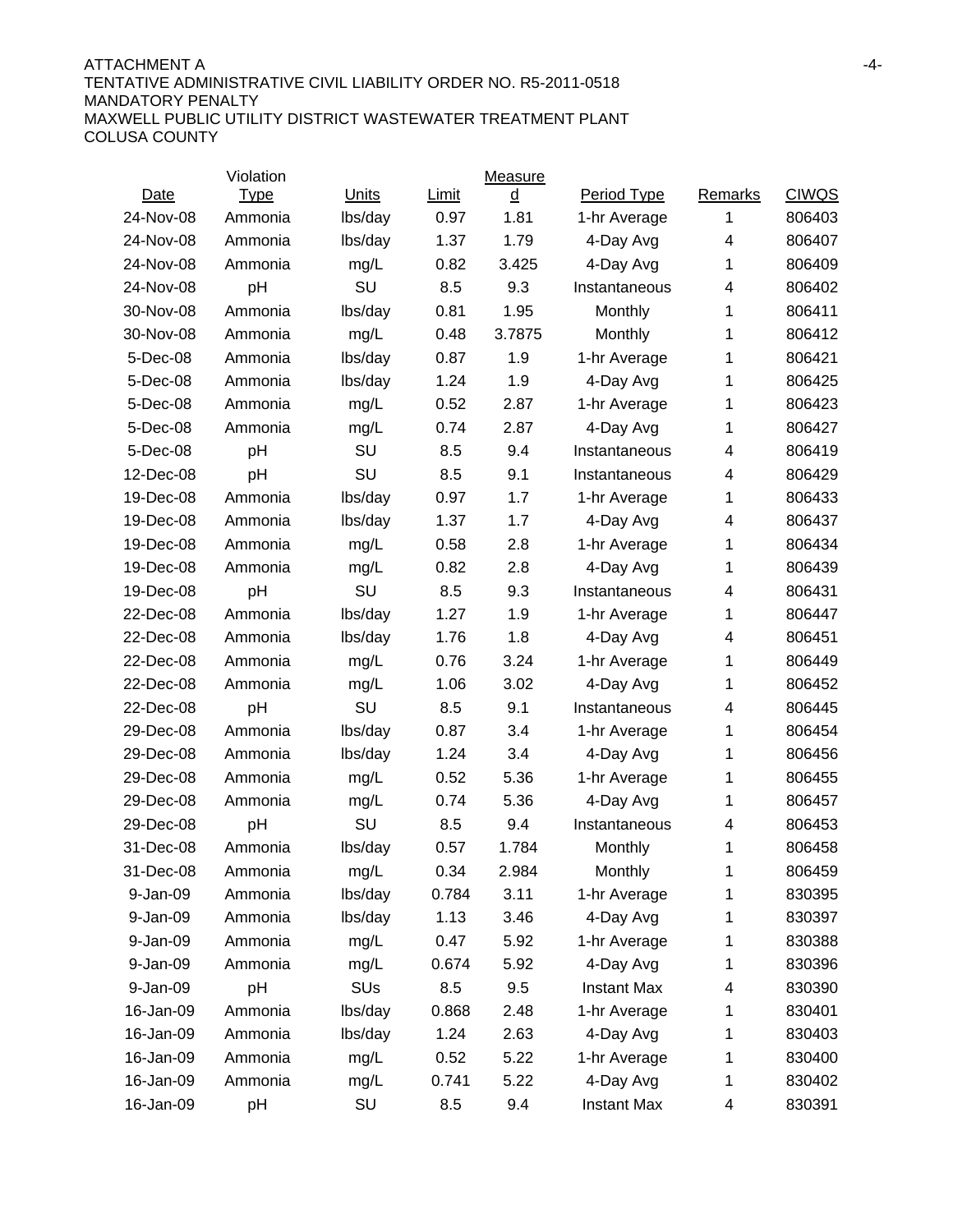ATTACHMENT A
TENTATIVE ADMINISTRATIVE CIVIL LIABILITY ORDER NO. R5-2011-0518
MANDATORY PENALTY
MAXWELL PUBLIC UTILITY DISTRICT WASTEWATER TREATMENT PLANT
COLUSA COUNTY

| Date | Violation Type | Units | Limit | Measured | Period Type | Remarks | CIWQS |
|---|---|---|---|---|---|---|---|
| 24-Nov-08 | Ammonia | lbs/day | 0.97 | 1.81 | 1-hr Average | 1 | 806403 |
| 24-Nov-08 | Ammonia | lbs/day | 1.37 | 1.79 | 4-Day Avg | 4 | 806407 |
| 24-Nov-08 | Ammonia | mg/L | 0.82 | 3.425 | 4-Day Avg | 1 | 806409 |
| 24-Nov-08 | pH | SU | 8.5 | 9.3 | Instantaneous | 4 | 806402 |
| 30-Nov-08 | Ammonia | lbs/day | 0.81 | 1.95 | Monthly | 1 | 806411 |
| 30-Nov-08 | Ammonia | mg/L | 0.48 | 3.7875 | Monthly | 1 | 806412 |
| 5-Dec-08 | Ammonia | lbs/day | 0.87 | 1.9 | 1-hr Average | 1 | 806421 |
| 5-Dec-08 | Ammonia | lbs/day | 1.24 | 1.9 | 4-Day Avg | 1 | 806425 |
| 5-Dec-08 | Ammonia | mg/L | 0.52 | 2.87 | 1-hr Average | 1 | 806423 |
| 5-Dec-08 | Ammonia | mg/L | 0.74 | 2.87 | 4-Day Avg | 1 | 806427 |
| 5-Dec-08 | pH | SU | 8.5 | 9.4 | Instantaneous | 4 | 806419 |
| 12-Dec-08 | pH | SU | 8.5 | 9.1 | Instantaneous | 4 | 806429 |
| 19-Dec-08 | Ammonia | lbs/day | 0.97 | 1.7 | 1-hr Average | 1 | 806433 |
| 19-Dec-08 | Ammonia | lbs/day | 1.37 | 1.7 | 4-Day Avg | 4 | 806437 |
| 19-Dec-08 | Ammonia | mg/L | 0.58 | 2.8 | 1-hr Average | 1 | 806434 |
| 19-Dec-08 | Ammonia | mg/L | 0.82 | 2.8 | 4-Day Avg | 1 | 806439 |
| 19-Dec-08 | pH | SU | 8.5 | 9.3 | Instantaneous | 4 | 806431 |
| 22-Dec-08 | Ammonia | lbs/day | 1.27 | 1.9 | 1-hr Average | 1 | 806447 |
| 22-Dec-08 | Ammonia | lbs/day | 1.76 | 1.8 | 4-Day Avg | 4 | 806451 |
| 22-Dec-08 | Ammonia | mg/L | 0.76 | 3.24 | 1-hr Average | 1 | 806449 |
| 22-Dec-08 | Ammonia | mg/L | 1.06 | 3.02 | 4-Day Avg | 1 | 806452 |
| 22-Dec-08 | pH | SU | 8.5 | 9.1 | Instantaneous | 4 | 806445 |
| 29-Dec-08 | Ammonia | lbs/day | 0.87 | 3.4 | 1-hr Average | 1 | 806454 |
| 29-Dec-08 | Ammonia | lbs/day | 1.24 | 3.4 | 4-Day Avg | 1 | 806456 |
| 29-Dec-08 | Ammonia | mg/L | 0.52 | 5.36 | 1-hr Average | 1 | 806455 |
| 29-Dec-08 | Ammonia | mg/L | 0.74 | 5.36 | 4-Day Avg | 1 | 806457 |
| 29-Dec-08 | pH | SU | 8.5 | 9.4 | Instantaneous | 4 | 806453 |
| 31-Dec-08 | Ammonia | lbs/day | 0.57 | 1.784 | Monthly | 1 | 806458 |
| 31-Dec-08 | Ammonia | mg/L | 0.34 | 2.984 | Monthly | 1 | 806459 |
| 9-Jan-09 | Ammonia | lbs/day | 0.784 | 3.11 | 1-hr Average | 1 | 830395 |
| 9-Jan-09 | Ammonia | lbs/day | 1.13 | 3.46 | 4-Day Avg | 1 | 830397 |
| 9-Jan-09 | Ammonia | mg/L | 0.47 | 5.92 | 1-hr Average | 1 | 830388 |
| 9-Jan-09 | Ammonia | mg/L | 0.674 | 5.92 | 4-Day Avg | 1 | 830396 |
| 9-Jan-09 | pH | SUs | 8.5 | 9.5 | Instant Max | 4 | 830390 |
| 16-Jan-09 | Ammonia | lbs/day | 0.868 | 2.48 | 1-hr Average | 1 | 830401 |
| 16-Jan-09 | Ammonia | lbs/day | 1.24 | 2.63 | 4-Day Avg | 1 | 830403 |
| 16-Jan-09 | Ammonia | mg/L | 0.52 | 5.22 | 1-hr Average | 1 | 830400 |
| 16-Jan-09 | Ammonia | mg/L | 0.741 | 5.22 | 4-Day Avg | 1 | 830402 |
| 16-Jan-09 | pH | SU | 8.5 | 9.4 | Instant Max | 4 | 830391 |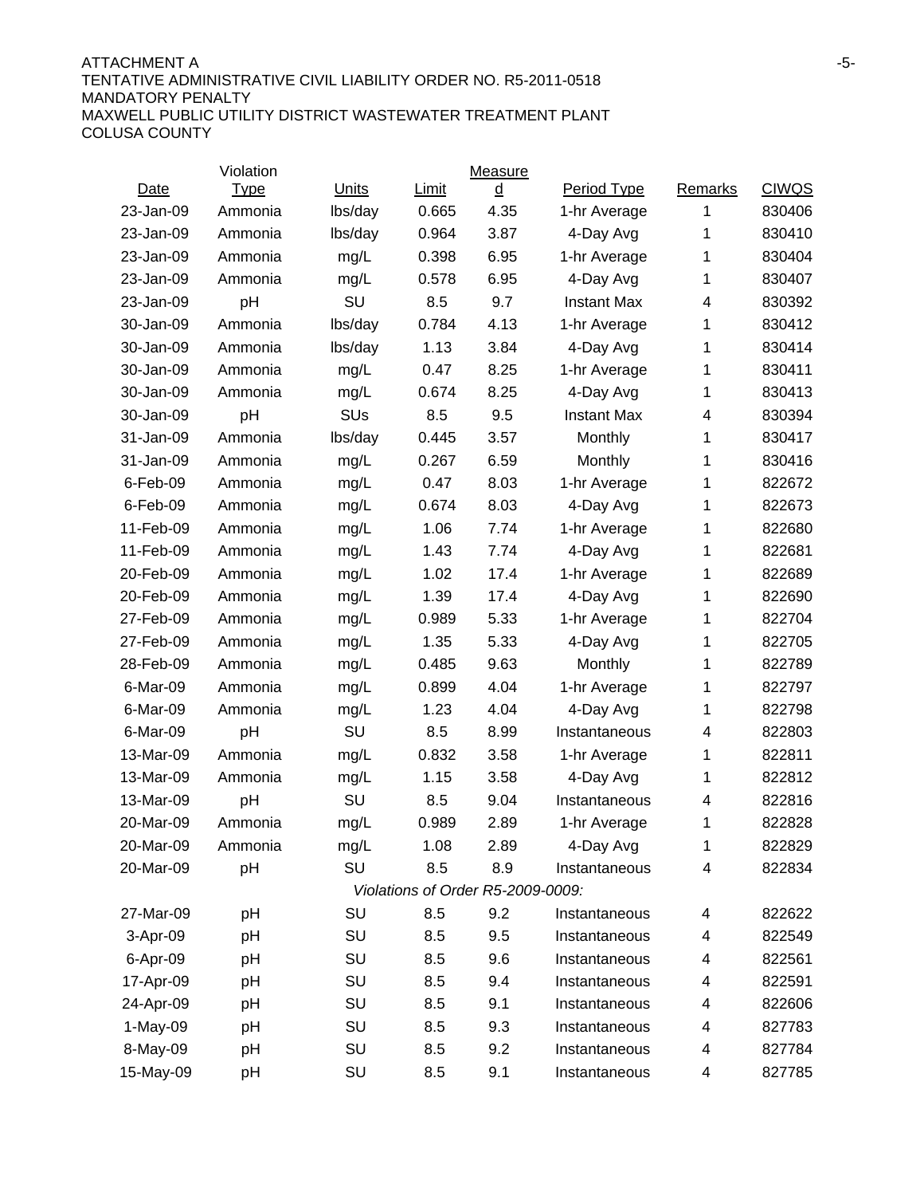ATTACHMENT A
TENTATIVE ADMINISTRATIVE CIVIL LIABILITY ORDER NO. R5-2011-0518
MANDATORY PENALTY
MAXWELL PUBLIC UTILITY DISTRICT WASTEWATER TREATMENT PLANT
COLUSA COUNTY

| Date | Violation Type | Units | Limit | Measured | Period Type | Remarks | CIWQS |
|---|---|---|---|---|---|---|---|
| 23-Jan-09 | Ammonia | lbs/day | 0.665 | 4.35 | 1-hr Average | 1 | 830406 |
| 23-Jan-09 | Ammonia | lbs/day | 0.964 | 3.87 | 4-Day Avg | 1 | 830410 |
| 23-Jan-09 | Ammonia | mg/L | 0.398 | 6.95 | 1-hr Average | 1 | 830404 |
| 23-Jan-09 | Ammonia | mg/L | 0.578 | 6.95 | 4-Day Avg | 1 | 830407 |
| 23-Jan-09 | pH | SU | 8.5 | 9.7 | Instant Max | 4 | 830392 |
| 30-Jan-09 | Ammonia | lbs/day | 0.784 | 4.13 | 1-hr Average | 1 | 830412 |
| 30-Jan-09 | Ammonia | lbs/day | 1.13 | 3.84 | 4-Day Avg | 1 | 830414 |
| 30-Jan-09 | Ammonia | mg/L | 0.47 | 8.25 | 1-hr Average | 1 | 830411 |
| 30-Jan-09 | Ammonia | mg/L | 0.674 | 8.25 | 4-Day Avg | 1 | 830413 |
| 30-Jan-09 | pH | SUs | 8.5 | 9.5 | Instant Max | 4 | 830394 |
| 31-Jan-09 | Ammonia | lbs/day | 0.445 | 3.57 | Monthly | 1 | 830417 |
| 31-Jan-09 | Ammonia | mg/L | 0.267 | 6.59 | Monthly | 1 | 830416 |
| 6-Feb-09 | Ammonia | mg/L | 0.47 | 8.03 | 1-hr Average | 1 | 822672 |
| 6-Feb-09 | Ammonia | mg/L | 0.674 | 8.03 | 4-Day Avg | 1 | 822673 |
| 11-Feb-09 | Ammonia | mg/L | 1.06 | 7.74 | 1-hr Average | 1 | 822680 |
| 11-Feb-09 | Ammonia | mg/L | 1.43 | 7.74 | 4-Day Avg | 1 | 822681 |
| 20-Feb-09 | Ammonia | mg/L | 1.02 | 17.4 | 1-hr Average | 1 | 822689 |
| 20-Feb-09 | Ammonia | mg/L | 1.39 | 17.4 | 4-Day Avg | 1 | 822690 |
| 27-Feb-09 | Ammonia | mg/L | 0.989 | 5.33 | 1-hr Average | 1 | 822704 |
| 27-Feb-09 | Ammonia | mg/L | 1.35 | 5.33 | 4-Day Avg | 1 | 822705 |
| 28-Feb-09 | Ammonia | mg/L | 0.485 | 9.63 | Monthly | 1 | 822789 |
| 6-Mar-09 | Ammonia | mg/L | 0.899 | 4.04 | 1-hr Average | 1 | 822797 |
| 6-Mar-09 | Ammonia | mg/L | 1.23 | 4.04 | 4-Day Avg | 1 | 822798 |
| 6-Mar-09 | pH | SU | 8.5 | 8.99 | Instantaneous | 4 | 822803 |
| 13-Mar-09 | Ammonia | mg/L | 0.832 | 3.58 | 1-hr Average | 1 | 822811 |
| 13-Mar-09 | Ammonia | mg/L | 1.15 | 3.58 | 4-Day Avg | 1 | 822812 |
| 13-Mar-09 | pH | SU | 8.5 | 9.04 | Instantaneous | 4 | 822816 |
| 20-Mar-09 | Ammonia | mg/L | 0.989 | 2.89 | 1-hr Average | 1 | 822828 |
| 20-Mar-09 | Ammonia | mg/L | 1.08 | 2.89 | 4-Day Avg | 1 | 822829 |
| 20-Mar-09 | pH | SU | 8.5 | 8.9 | Instantaneous | 4 | 822834 |
| | | | *Violations of Order R5-2009-0009:* | | | | |
| 27-Mar-09 | pH | SU | 8.5 | 9.2 | Instantaneous | 4 | 822622 |
| 3-Apr-09 | pH | SU | 8.5 | 9.5 | Instantaneous | 4 | 822549 |
| 6-Apr-09 | pH | SU | 8.5 | 9.6 | Instantaneous | 4 | 822561 |
| 17-Apr-09 | pH | SU | 8.5 | 9.4 | Instantaneous | 4 | 822591 |
| 24-Apr-09 | pH | SU | 8.5 | 9.1 | Instantaneous | 4 | 822606 |
| 1-May-09 | pH | SU | 8.5 | 9.3 | Instantaneous | 4 | 827783 |
| 8-May-09 | pH | SU | 8.5 | 9.2 | Instantaneous | 4 | 827784 |
| 15-May-09 | pH | SU | 8.5 | 9.1 | Instantaneous | 4 | 827785 |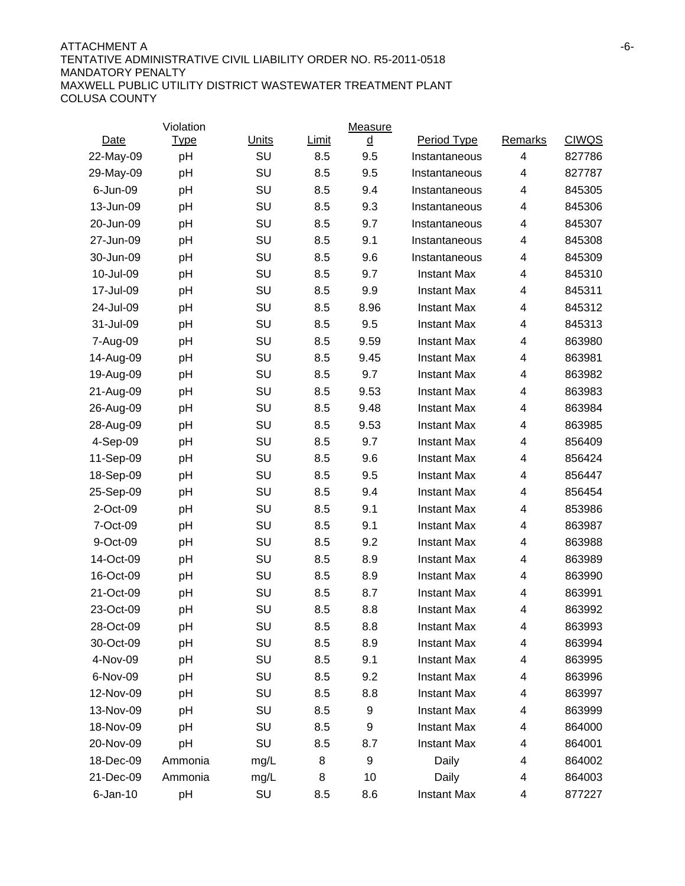ATTACHMENT A

TENTATIVE ADMINISTRATIVE CIVIL LIABILITY ORDER NO. R5-2011-0518

MANDATORY PENALTY

MAXWELL PUBLIC UTILITY DISTRICT WASTEWATER TREATMENT PLANT

COLUSA COUNTY

| Date | Violation Type | Units | Limit | Measured | Period Type | Remarks | CIWQS |
|---|---|---|---|---|---|---|---|
| 22-May-09 | pH | SU | 8.5 | 9.5 | Instantaneous | 4 | 827786 |
| 29-May-09 | pH | SU | 8.5 | 9.5 | Instantaneous | 4 | 827787 |
| 6-Jun-09 | pH | SU | 8.5 | 9.4 | Instantaneous | 4 | 845305 |
| 13-Jun-09 | pH | SU | 8.5 | 9.3 | Instantaneous | 4 | 845306 |
| 20-Jun-09 | pH | SU | 8.5 | 9.7 | Instantaneous | 4 | 845307 |
| 27-Jun-09 | pH | SU | 8.5 | 9.1 | Instantaneous | 4 | 845308 |
| 30-Jun-09 | pH | SU | 8.5 | 9.6 | Instantaneous | 4 | 845309 |
| 10-Jul-09 | pH | SU | 8.5 | 9.7 | Instant Max | 4 | 845310 |
| 17-Jul-09 | pH | SU | 8.5 | 9.9 | Instant Max | 4 | 845311 |
| 24-Jul-09 | pH | SU | 8.5 | 8.96 | Instant Max | 4 | 845312 |
| 31-Jul-09 | pH | SU | 8.5 | 9.5 | Instant Max | 4 | 845313 |
| 7-Aug-09 | pH | SU | 8.5 | 9.59 | Instant Max | 4 | 863980 |
| 14-Aug-09 | pH | SU | 8.5 | 9.45 | Instant Max | 4 | 863981 |
| 19-Aug-09 | pH | SU | 8.5 | 9.7 | Instant Max | 4 | 863982 |
| 21-Aug-09 | pH | SU | 8.5 | 9.53 | Instant Max | 4 | 863983 |
| 26-Aug-09 | pH | SU | 8.5 | 9.48 | Instant Max | 4 | 863984 |
| 28-Aug-09 | pH | SU | 8.5 | 9.53 | Instant Max | 4 | 863985 |
| 4-Sep-09 | pH | SU | 8.5 | 9.7 | Instant Max | 4 | 856409 |
| 11-Sep-09 | pH | SU | 8.5 | 9.6 | Instant Max | 4 | 856424 |
| 18-Sep-09 | pH | SU | 8.5 | 9.5 | Instant Max | 4 | 856447 |
| 25-Sep-09 | pH | SU | 8.5 | 9.4 | Instant Max | 4 | 856454 |
| 2-Oct-09 | pH | SU | 8.5 | 9.1 | Instant Max | 4 | 853986 |
| 7-Oct-09 | pH | SU | 8.5 | 9.1 | Instant Max | 4 | 863987 |
| 9-Oct-09 | pH | SU | 8.5 | 9.2 | Instant Max | 4 | 863988 |
| 14-Oct-09 | pH | SU | 8.5 | 8.9 | Instant Max | 4 | 863989 |
| 16-Oct-09 | pH | SU | 8.5 | 8.9 | Instant Max | 4 | 863990 |
| 21-Oct-09 | pH | SU | 8.5 | 8.7 | Instant Max | 4 | 863991 |
| 23-Oct-09 | pH | SU | 8.5 | 8.8 | Instant Max | 4 | 863992 |
| 28-Oct-09 | pH | SU | 8.5 | 8.8 | Instant Max | 4 | 863993 |
| 30-Oct-09 | pH | SU | 8.5 | 8.9 | Instant Max | 4 | 863994 |
| 4-Nov-09 | pH | SU | 8.5 | 9.1 | Instant Max | 4 | 863995 |
| 6-Nov-09 | pH | SU | 8.5 | 9.2 | Instant Max | 4 | 863996 |
| 12-Nov-09 | pH | SU | 8.5 | 8.8 | Instant Max | 4 | 863997 |
| 13-Nov-09 | pH | SU | 8.5 | 9 | Instant Max | 4 | 863999 |
| 18-Nov-09 | pH | SU | 8.5 | 9 | Instant Max | 4 | 864000 |
| 20-Nov-09 | pH | SU | 8.5 | 8.7 | Instant Max | 4 | 864001 |
| 18-Dec-09 | Ammonia | mg/L | 8 | 9 | Daily | 4 | 864002 |
| 21-Dec-09 | Ammonia | mg/L | 8 | 10 | Daily | 4 | 864003 |
| 6-Jan-10 | pH | SU | 8.5 | 8.6 | Instant Max | 4 | 877227 |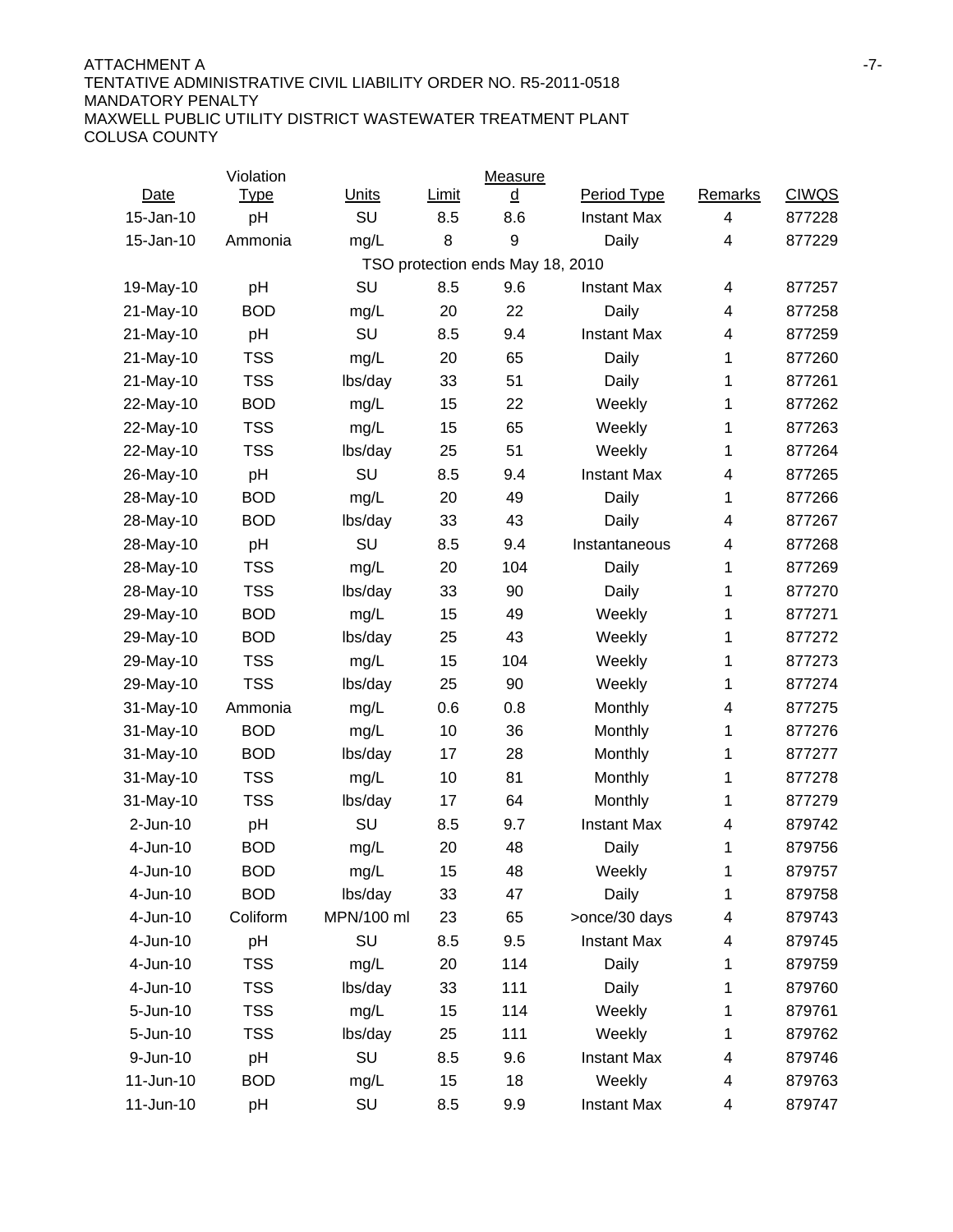ATTACHMENT A
TENTATIVE ADMINISTRATIVE CIVIL LIABILITY ORDER NO. R5-2011-0518
MANDATORY PENALTY
MAXWELL PUBLIC UTILITY DISTRICT WASTEWATER TREATMENT PLANT
COLUSA COUNTY

| Date | Violation Type | Units | Limit | Measured | Period Type | Remarks | CIWQS |
|---|---|---|---|---|---|---|---|
| 15-Jan-10 | pH | SU | 8.5 | 8.6 | Instant Max | 4 | 877228 |
| 15-Jan-10 | Ammonia | mg/L | 8 | 9 | Daily | 4 | 877229 |
| | | | TSO protection ends May 18, 2010 | | | | |
| 19-May-10 | pH | SU | 8.5 | 9.6 | Instant Max | 4 | 877257 |
| 21-May-10 | BOD | mg/L | 20 | 22 | Daily | 4 | 877258 |
| 21-May-10 | pH | SU | 8.5 | 9.4 | Instant Max | 4 | 877259 |
| 21-May-10 | TSS | mg/L | 20 | 65 | Daily | 1 | 877260 |
| 21-May-10 | TSS | lbs/day | 33 | 51 | Daily | 1 | 877261 |
| 22-May-10 | BOD | mg/L | 15 | 22 | Weekly | 1 | 877262 |
| 22-May-10 | TSS | mg/L | 15 | 65 | Weekly | 1 | 877263 |
| 22-May-10 | TSS | lbs/day | 25 | 51 | Weekly | 1 | 877264 |
| 26-May-10 | pH | SU | 8.5 | 9.4 | Instant Max | 4 | 877265 |
| 28-May-10 | BOD | mg/L | 20 | 49 | Daily | 1 | 877266 |
| 28-May-10 | BOD | lbs/day | 33 | 43 | Daily | 4 | 877267 |
| 28-May-10 | pH | SU | 8.5 | 9.4 | Instantaneous | 4 | 877268 |
| 28-May-10 | TSS | mg/L | 20 | 104 | Daily | 1 | 877269 |
| 28-May-10 | TSS | lbs/day | 33 | 90 | Daily | 1 | 877270 |
| 29-May-10 | BOD | mg/L | 15 | 49 | Weekly | 1 | 877271 |
| 29-May-10 | BOD | lbs/day | 25 | 43 | Weekly | 1 | 877272 |
| 29-May-10 | TSS | mg/L | 15 | 104 | Weekly | 1 | 877273 |
| 29-May-10 | TSS | lbs/day | 25 | 90 | Weekly | 1 | 877274 |
| 31-May-10 | Ammonia | mg/L | 0.6 | 0.8 | Monthly | 4 | 877275 |
| 31-May-10 | BOD | mg/L | 10 | 36 | Monthly | 1 | 877276 |
| 31-May-10 | BOD | lbs/day | 17 | 28 | Monthly | 1 | 877277 |
| 31-May-10 | TSS | mg/L | 10 | 81 | Monthly | 1 | 877278 |
| 31-May-10 | TSS | lbs/day | 17 | 64 | Monthly | 1 | 877279 |
| 2-Jun-10 | pH | SU | 8.5 | 9.7 | Instant Max | 4 | 879742 |
| 4-Jun-10 | BOD | mg/L | 20 | 48 | Daily | 1 | 879756 |
| 4-Jun-10 | BOD | mg/L | 15 | 48 | Weekly | 1 | 879757 |
| 4-Jun-10 | BOD | lbs/day | 33 | 47 | Daily | 1 | 879758 |
| 4-Jun-10 | Coliform | MPN/100 ml | 23 | 65 | >once/30 days | 4 | 879743 |
| 4-Jun-10 | pH | SU | 8.5 | 9.5 | Instant Max | 4 | 879745 |
| 4-Jun-10 | TSS | mg/L | 20 | 114 | Daily | 1 | 879759 |
| 4-Jun-10 | TSS | lbs/day | 33 | 111 | Daily | 1 | 879760 |
| 5-Jun-10 | TSS | mg/L | 15 | 114 | Weekly | 1 | 879761 |
| 5-Jun-10 | TSS | lbs/day | 25 | 111 | Weekly | 1 | 879762 |
| 9-Jun-10 | pH | SU | 8.5 | 9.6 | Instant Max | 4 | 879746 |
| 11-Jun-10 | BOD | mg/L | 15 | 18 | Weekly | 4 | 879763 |
| 11-Jun-10 | pH | SU | 8.5 | 9.9 | Instant Max | 4 | 879747 |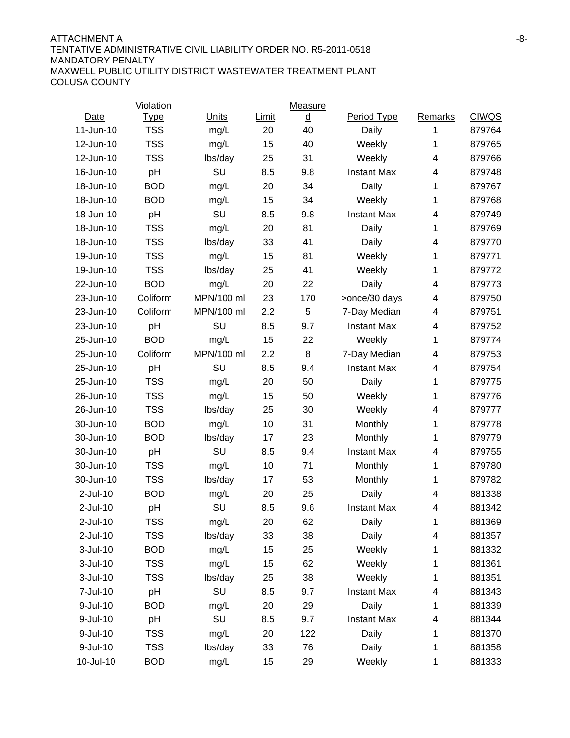ATTACHMENT A

TENTATIVE ADMINISTRATIVE CIVIL LIABILITY ORDER NO. R5-2011-0518

MANDATORY PENALTY

MAXWELL PUBLIC UTILITY DISTRICT WASTEWATER TREATMENT PLANT

COLUSA COUNTY

| Date | Violation Type | Units | Limit | Measured | Period Type | Remarks | CIWQS |
|---|---|---|---|---|---|---|---|
| 11-Jun-10 | TSS | mg/L | 20 | 40 | Daily | 1 | 879764 |
| 12-Jun-10 | TSS | mg/L | 15 | 40 | Weekly | 1 | 879765 |
| 12-Jun-10 | TSS | lbs/day | 25 | 31 | Weekly | 4 | 879766 |
| 16-Jun-10 | pH | SU | 8.5 | 9.8 | Instant Max | 4 | 879748 |
| 18-Jun-10 | BOD | mg/L | 20 | 34 | Daily | 1 | 879767 |
| 18-Jun-10 | BOD | mg/L | 15 | 34 | Weekly | 1 | 879768 |
| 18-Jun-10 | pH | SU | 8.5 | 9.8 | Instant Max | 4 | 879749 |
| 18-Jun-10 | TSS | mg/L | 20 | 81 | Daily | 1 | 879769 |
| 18-Jun-10 | TSS | lbs/day | 33 | 41 | Daily | 4 | 879770 |
| 19-Jun-10 | TSS | mg/L | 15 | 81 | Weekly | 1 | 879771 |
| 19-Jun-10 | TSS | lbs/day | 25 | 41 | Weekly | 1 | 879772 |
| 22-Jun-10 | BOD | mg/L | 20 | 22 | Daily | 4 | 879773 |
| 23-Jun-10 | Coliform | MPN/100 ml | 23 | 170 | >once/30 days | 4 | 879750 |
| 23-Jun-10 | Coliform | MPN/100 ml | 2.2 | 5 | 7-Day Median | 4 | 879751 |
| 23-Jun-10 | pH | SU | 8.5 | 9.7 | Instant Max | 4 | 879752 |
| 25-Jun-10 | BOD | mg/L | 15 | 22 | Weekly | 1 | 879774 |
| 25-Jun-10 | Coliform | MPN/100 ml | 2.2 | 8 | 7-Day Median | 4 | 879753 |
| 25-Jun-10 | pH | SU | 8.5 | 9.4 | Instant Max | 4 | 879754 |
| 25-Jun-10 | TSS | mg/L | 20 | 50 | Daily | 1 | 879775 |
| 26-Jun-10 | TSS | mg/L | 15 | 50 | Weekly | 1 | 879776 |
| 26-Jun-10 | TSS | lbs/day | 25 | 30 | Weekly | 4 | 879777 |
| 30-Jun-10 | BOD | mg/L | 10 | 31 | Monthly | 1 | 879778 |
| 30-Jun-10 | BOD | lbs/day | 17 | 23 | Monthly | 1 | 879779 |
| 30-Jun-10 | pH | SU | 8.5 | 9.4 | Instant Max | 4 | 879755 |
| 30-Jun-10 | TSS | mg/L | 10 | 71 | Monthly | 1 | 879780 |
| 30-Jun-10 | TSS | lbs/day | 17 | 53 | Monthly | 1 | 879782 |
| 2-Jul-10 | BOD | mg/L | 20 | 25 | Daily | 4 | 881338 |
| 2-Jul-10 | pH | SU | 8.5 | 9.6 | Instant Max | 4 | 881342 |
| 2-Jul-10 | TSS | mg/L | 20 | 62 | Daily | 1 | 881369 |
| 2-Jul-10 | TSS | lbs/day | 33 | 38 | Daily | 4 | 881357 |
| 3-Jul-10 | BOD | mg/L | 15 | 25 | Weekly | 1 | 881332 |
| 3-Jul-10 | TSS | mg/L | 15 | 62 | Weekly | 1 | 881361 |
| 3-Jul-10 | TSS | lbs/day | 25 | 38 | Weekly | 1 | 881351 |
| 7-Jul-10 | pH | SU | 8.5 | 9.7 | Instant Max | 4 | 881343 |
| 9-Jul-10 | BOD | mg/L | 20 | 29 | Daily | 1 | 881339 |
| 9-Jul-10 | pH | SU | 8.5 | 9.7 | Instant Max | 4 | 881344 |
| 9-Jul-10 | TSS | mg/L | 20 | 122 | Daily | 1 | 881370 |
| 9-Jul-10 | TSS | lbs/day | 33 | 76 | Daily | 1 | 881358 |
| 10-Jul-10 | BOD | mg/L | 15 | 29 | Weekly | 1 | 881333 |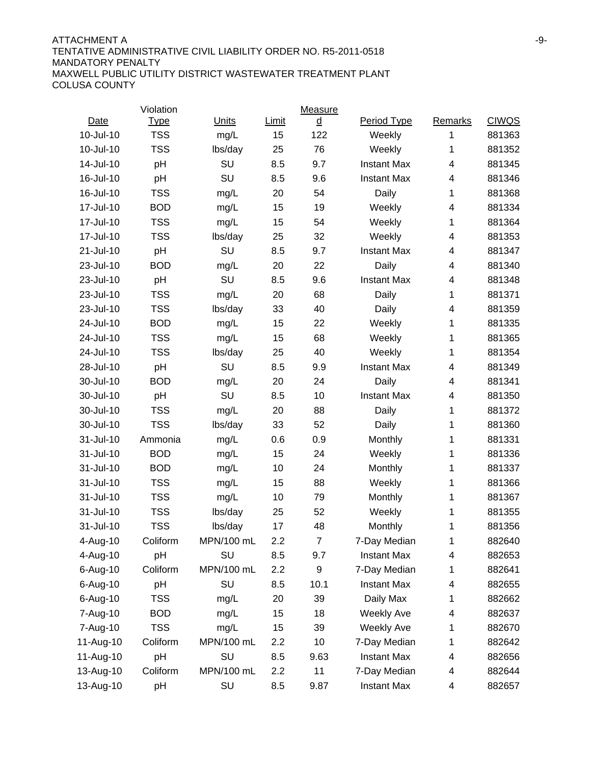ATTACHMENT A
TENTATIVE ADMINISTRATIVE CIVIL LIABILITY ORDER NO. R5-2011-0518
MANDATORY PENALTY
MAXWELL PUBLIC UTILITY DISTRICT WASTEWATER TREATMENT PLANT
COLUSA COUNTY

| Date | Violation Type | Units | Limit | Measured | Period Type | Remarks | CIWQS |
|---|---|---|---|---|---|---|---|
| 10-Jul-10 | TSS | mg/L | 15 | 122 | Weekly | 1 | 881363 |
| 10-Jul-10 | TSS | lbs/day | 25 | 76 | Weekly | 1 | 881352 |
| 14-Jul-10 | pH | SU | 8.5 | 9.7 | Instant Max | 4 | 881345 |
| 16-Jul-10 | pH | SU | 8.5 | 9.6 | Instant Max | 4 | 881346 |
| 16-Jul-10 | TSS | mg/L | 20 | 54 | Daily | 1 | 881368 |
| 17-Jul-10 | BOD | mg/L | 15 | 19 | Weekly | 4 | 881334 |
| 17-Jul-10 | TSS | mg/L | 15 | 54 | Weekly | 1 | 881364 |
| 17-Jul-10 | TSS | lbs/day | 25 | 32 | Weekly | 4 | 881353 |
| 21-Jul-10 | pH | SU | 8.5 | 9.7 | Instant Max | 4 | 881347 |
| 23-Jul-10 | BOD | mg/L | 20 | 22 | Daily | 4 | 881340 |
| 23-Jul-10 | pH | SU | 8.5 | 9.6 | Instant Max | 4 | 881348 |
| 23-Jul-10 | TSS | mg/L | 20 | 68 | Daily | 1 | 881371 |
| 23-Jul-10 | TSS | lbs/day | 33 | 40 | Daily | 4 | 881359 |
| 24-Jul-10 | BOD | mg/L | 15 | 22 | Weekly | 1 | 881335 |
| 24-Jul-10 | TSS | mg/L | 15 | 68 | Weekly | 1 | 881365 |
| 24-Jul-10 | TSS | lbs/day | 25 | 40 | Weekly | 1 | 881354 |
| 28-Jul-10 | pH | SU | 8.5 | 9.9 | Instant Max | 4 | 881349 |
| 30-Jul-10 | BOD | mg/L | 20 | 24 | Daily | 4 | 881341 |
| 30-Jul-10 | pH | SU | 8.5 | 10 | Instant Max | 4 | 881350 |
| 30-Jul-10 | TSS | mg/L | 20 | 88 | Daily | 1 | 881372 |
| 30-Jul-10 | TSS | lbs/day | 33 | 52 | Daily | 1 | 881360 |
| 31-Jul-10 | Ammonia | mg/L | 0.6 | 0.9 | Monthly | 1 | 881331 |
| 31-Jul-10 | BOD | mg/L | 15 | 24 | Weekly | 1 | 881336 |
| 31-Jul-10 | BOD | mg/L | 10 | 24 | Monthly | 1 | 881337 |
| 31-Jul-10 | TSS | mg/L | 15 | 88 | Weekly | 1 | 881366 |
| 31-Jul-10 | TSS | mg/L | 10 | 79 | Monthly | 1 | 881367 |
| 31-Jul-10 | TSS | lbs/day | 25 | 52 | Weekly | 1 | 881355 |
| 31-Jul-10 | TSS | lbs/day | 17 | 48 | Monthly | 1 | 881356 |
| 4-Aug-10 | Coliform | MPN/100 mL | 2.2 | 7 | 7-Day Median | 1 | 882640 |
| 4-Aug-10 | pH | SU | 8.5 | 9.7 | Instant Max | 4 | 882653 |
| 6-Aug-10 | Coliform | MPN/100 mL | 2.2 | 9 | 7-Day Median | 1 | 882641 |
| 6-Aug-10 | pH | SU | 8.5 | 10.1 | Instant Max | 4 | 882655 |
| 6-Aug-10 | TSS | mg/L | 20 | 39 | Daily Max | 1 | 882662 |
| 7-Aug-10 | BOD | mg/L | 15 | 18 | Weekly Ave | 4 | 882637 |
| 7-Aug-10 | TSS | mg/L | 15 | 39 | Weekly Ave | 1 | 882670 |
| 11-Aug-10 | Coliform | MPN/100 mL | 2.2 | 10 | 7-Day Median | 1 | 882642 |
| 11-Aug-10 | pH | SU | 8.5 | 9.63 | Instant Max | 4 | 882656 |
| 13-Aug-10 | Coliform | MPN/100 mL | 2.2 | 11 | 7-Day Median | 4 | 882644 |
| 13-Aug-10 | pH | SU | 8.5 | 9.87 | Instant Max | 4 | 882657 |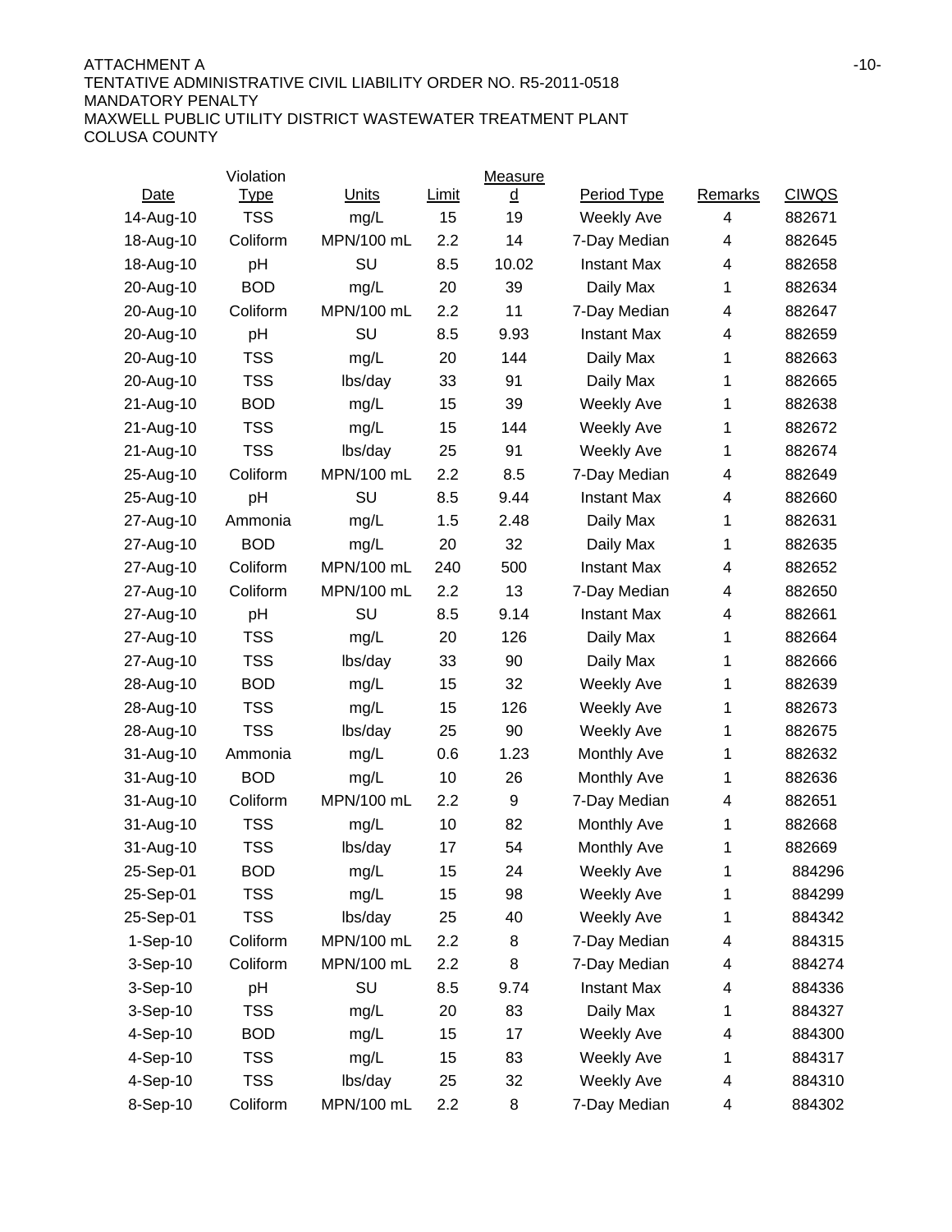ATTACHMENT A
TENTATIVE ADMINISTRATIVE CIVIL LIABILITY ORDER NO. R5-2011-0518
MANDATORY PENALTY
MAXWELL PUBLIC UTILITY DISTRICT WASTEWATER TREATMENT PLANT
COLUSA COUNTY

| Date | Violation Type | Units | Limit | Measured | Period Type | Remarks | CIWQS |
|---|---|---|---|---|---|---|---|
| 14-Aug-10 | TSS | mg/L | 15 | 19 | Weekly Ave | 4 | 882671 |
| 18-Aug-10 | Coliform | MPN/100 mL | 2.2 | 14 | 7-Day Median | 4 | 882645 |
| 18-Aug-10 | pH | SU | 8.5 | 10.02 | Instant Max | 4 | 882658 |
| 20-Aug-10 | BOD | mg/L | 20 | 39 | Daily Max | 1 | 882634 |
| 20-Aug-10 | Coliform | MPN/100 mL | 2.2 | 11 | 7-Day Median | 4 | 882647 |
| 20-Aug-10 | pH | SU | 8.5 | 9.93 | Instant Max | 4 | 882659 |
| 20-Aug-10 | TSS | mg/L | 20 | 144 | Daily Max | 1 | 882663 |
| 20-Aug-10 | TSS | lbs/day | 33 | 91 | Daily Max | 1 | 882665 |
| 21-Aug-10 | BOD | mg/L | 15 | 39 | Weekly Ave | 1 | 882638 |
| 21-Aug-10 | TSS | mg/L | 15 | 144 | Weekly Ave | 1 | 882672 |
| 21-Aug-10 | TSS | lbs/day | 25 | 91 | Weekly Ave | 1 | 882674 |
| 25-Aug-10 | Coliform | MPN/100 mL | 2.2 | 8.5 | 7-Day Median | 4 | 882649 |
| 25-Aug-10 | pH | SU | 8.5 | 9.44 | Instant Max | 4 | 882660 |
| 27-Aug-10 | Ammonia | mg/L | 1.5 | 2.48 | Daily Max | 1 | 882631 |
| 27-Aug-10 | BOD | mg/L | 20 | 32 | Daily Max | 1 | 882635 |
| 27-Aug-10 | Coliform | MPN/100 mL | 240 | 500 | Instant Max | 4 | 882652 |
| 27-Aug-10 | Coliform | MPN/100 mL | 2.2 | 13 | 7-Day Median | 4 | 882650 |
| 27-Aug-10 | pH | SU | 8.5 | 9.14 | Instant Max | 4 | 882661 |
| 27-Aug-10 | TSS | mg/L | 20 | 126 | Daily Max | 1 | 882664 |
| 27-Aug-10 | TSS | lbs/day | 33 | 90 | Daily Max | 1 | 882666 |
| 28-Aug-10 | BOD | mg/L | 15 | 32 | Weekly Ave | 1 | 882639 |
| 28-Aug-10 | TSS | mg/L | 15 | 126 | Weekly Ave | 1 | 882673 |
| 28-Aug-10 | TSS | lbs/day | 25 | 90 | Weekly Ave | 1 | 882675 |
| 31-Aug-10 | Ammonia | mg/L | 0.6 | 1.23 | Monthly Ave | 1 | 882632 |
| 31-Aug-10 | BOD | mg/L | 10 | 26 | Monthly Ave | 1 | 882636 |
| 31-Aug-10 | Coliform | MPN/100 mL | 2.2 | 9 | 7-Day Median | 4 | 882651 |
| 31-Aug-10 | TSS | mg/L | 10 | 82 | Monthly Ave | 1 | 882668 |
| 31-Aug-10 | TSS | lbs/day | 17 | 54 | Monthly Ave | 1 | 882669 |
| 25-Sep-01 | BOD | mg/L | 15 | 24 | Weekly Ave | 1 | 884296 |
| 25-Sep-01 | TSS | mg/L | 15 | 98 | Weekly Ave | 1 | 884299 |
| 25-Sep-01 | TSS | lbs/day | 25 | 40 | Weekly Ave | 1 | 884342 |
| 1-Sep-10 | Coliform | MPN/100 mL | 2.2 | 8 | 7-Day Median | 4 | 884315 |
| 3-Sep-10 | Coliform | MPN/100 mL | 2.2 | 8 | 7-Day Median | 4 | 884274 |
| 3-Sep-10 | pH | SU | 8.5 | 9.74 | Instant Max | 4 | 884336 |
| 3-Sep-10 | TSS | mg/L | 20 | 83 | Daily Max | 1 | 884327 |
| 4-Sep-10 | BOD | mg/L | 15 | 17 | Weekly Ave | 4 | 884300 |
| 4-Sep-10 | TSS | mg/L | 15 | 83 | Weekly Ave | 1 | 884317 |
| 4-Sep-10 | TSS | lbs/day | 25 | 32 | Weekly Ave | 4 | 884310 |
| 8-Sep-10 | Coliform | MPN/100 mL | 2.2 | 8 | 7-Day Median | 4 | 884302 |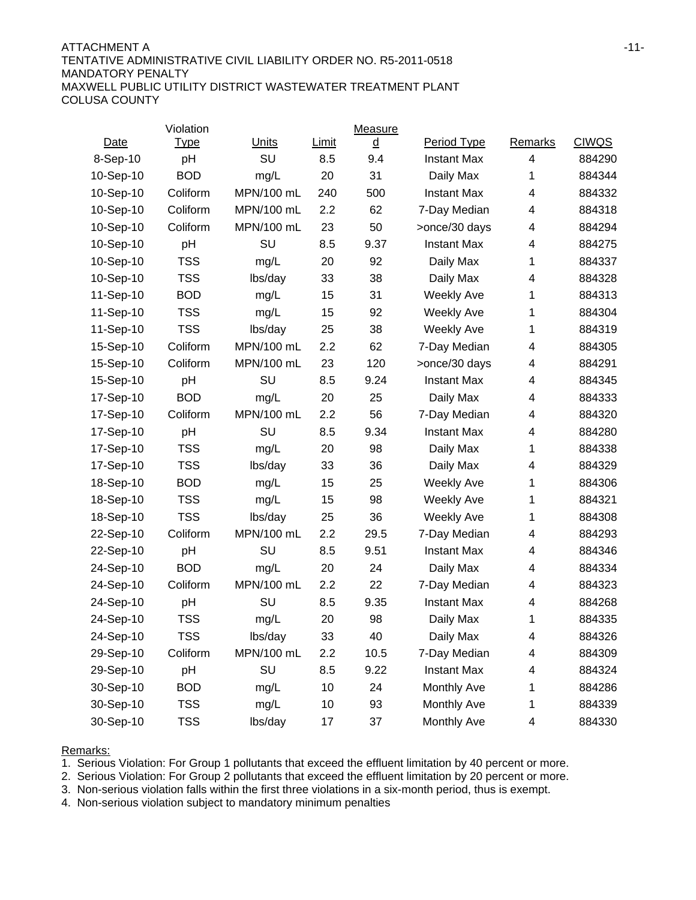ATTACHMENT A
TENTATIVE ADMINISTRATIVE CIVIL LIABILITY ORDER NO. R5-2011-0518
MANDATORY PENALTY
MAXWELL PUBLIC UTILITY DISTRICT WASTEWATER TREATMENT PLANT
COLUSA COUNTY

| Date | Violation Type | Units | Limit | Measured | Period Type | Remarks | CIWQS |
|---|---|---|---|---|---|---|---|
| 8-Sep-10 | pH | SU | 8.5 | 9.4 | Instant Max | 4 | 884290 |
| 10-Sep-10 | BOD | mg/L | 20 | 31 | Daily Max | 1 | 884344 |
| 10-Sep-10 | Coliform | MPN/100 mL | 240 | 500 | Instant Max | 4 | 884332 |
| 10-Sep-10 | Coliform | MPN/100 mL | 2.2 | 62 | 7-Day Median | 4 | 884318 |
| 10-Sep-10 | Coliform | MPN/100 mL | 23 | 50 | >once/30 days | 4 | 884294 |
| 10-Sep-10 | pH | SU | 8.5 | 9.37 | Instant Max | 4 | 884275 |
| 10-Sep-10 | TSS | mg/L | 20 | 92 | Daily Max | 1 | 884337 |
| 10-Sep-10 | TSS | lbs/day | 33 | 38 | Daily Max | 4 | 884328 |
| 11-Sep-10 | BOD | mg/L | 15 | 31 | Weekly Ave | 1 | 884313 |
| 11-Sep-10 | TSS | mg/L | 15 | 92 | Weekly Ave | 1 | 884304 |
| 11-Sep-10 | TSS | lbs/day | 25 | 38 | Weekly Ave | 1 | 884319 |
| 15-Sep-10 | Coliform | MPN/100 mL | 2.2 | 62 | 7-Day Median | 4 | 884305 |
| 15-Sep-10 | Coliform | MPN/100 mL | 23 | 120 | >once/30 days | 4 | 884291 |
| 15-Sep-10 | pH | SU | 8.5 | 9.24 | Instant Max | 4 | 884345 |
| 17-Sep-10 | BOD | mg/L | 20 | 25 | Daily Max | 4 | 884333 |
| 17-Sep-10 | Coliform | MPN/100 mL | 2.2 | 56 | 7-Day Median | 4 | 884320 |
| 17-Sep-10 | pH | SU | 8.5 | 9.34 | Instant Max | 4 | 884280 |
| 17-Sep-10 | TSS | mg/L | 20 | 98 | Daily Max | 1 | 884338 |
| 17-Sep-10 | TSS | lbs/day | 33 | 36 | Daily Max | 4 | 884329 |
| 18-Sep-10 | BOD | mg/L | 15 | 25 | Weekly Ave | 1 | 884306 |
| 18-Sep-10 | TSS | mg/L | 15 | 98 | Weekly Ave | 1 | 884321 |
| 18-Sep-10 | TSS | lbs/day | 25 | 36 | Weekly Ave | 1 | 884308 |
| 22-Sep-10 | Coliform | MPN/100 mL | 2.2 | 29.5 | 7-Day Median | 4 | 884293 |
| 22-Sep-10 | pH | SU | 8.5 | 9.51 | Instant Max | 4 | 884346 |
| 24-Sep-10 | BOD | mg/L | 20 | 24 | Daily Max | 4 | 884334 |
| 24-Sep-10 | Coliform | MPN/100 mL | 2.2 | 22 | 7-Day Median | 4 | 884323 |
| 24-Sep-10 | pH | SU | 8.5 | 9.35 | Instant Max | 4 | 884268 |
| 24-Sep-10 | TSS | mg/L | 20 | 98 | Daily Max | 1 | 884335 |
| 24-Sep-10 | TSS | lbs/day | 33 | 40 | Daily Max | 4 | 884326 |
| 29-Sep-10 | Coliform | MPN/100 mL | 2.2 | 10.5 | 7-Day Median | 4 | 884309 |
| 29-Sep-10 | pH | SU | 8.5 | 9.22 | Instant Max | 4 | 884324 |
| 30-Sep-10 | BOD | mg/L | 10 | 24 | Monthly Ave | 1 | 884286 |
| 30-Sep-10 | TSS | mg/L | 10 | 93 | Monthly Ave | 1 | 884339 |
| 30-Sep-10 | TSS | lbs/day | 17 | 37 | Monthly Ave | 4 | 884330 |

Remarks:

1. Serious Violation: For Group 1 pollutants that exceed the effluent limitation by 40 percent or more.
2. Serious Violation: For Group 2 pollutants that exceed the effluent limitation by 20 percent or more.
3. Non-serious violation falls within the first three violations in a six-month period, thus is exempt.
4. Non-serious violation subject to mandatory minimum penalties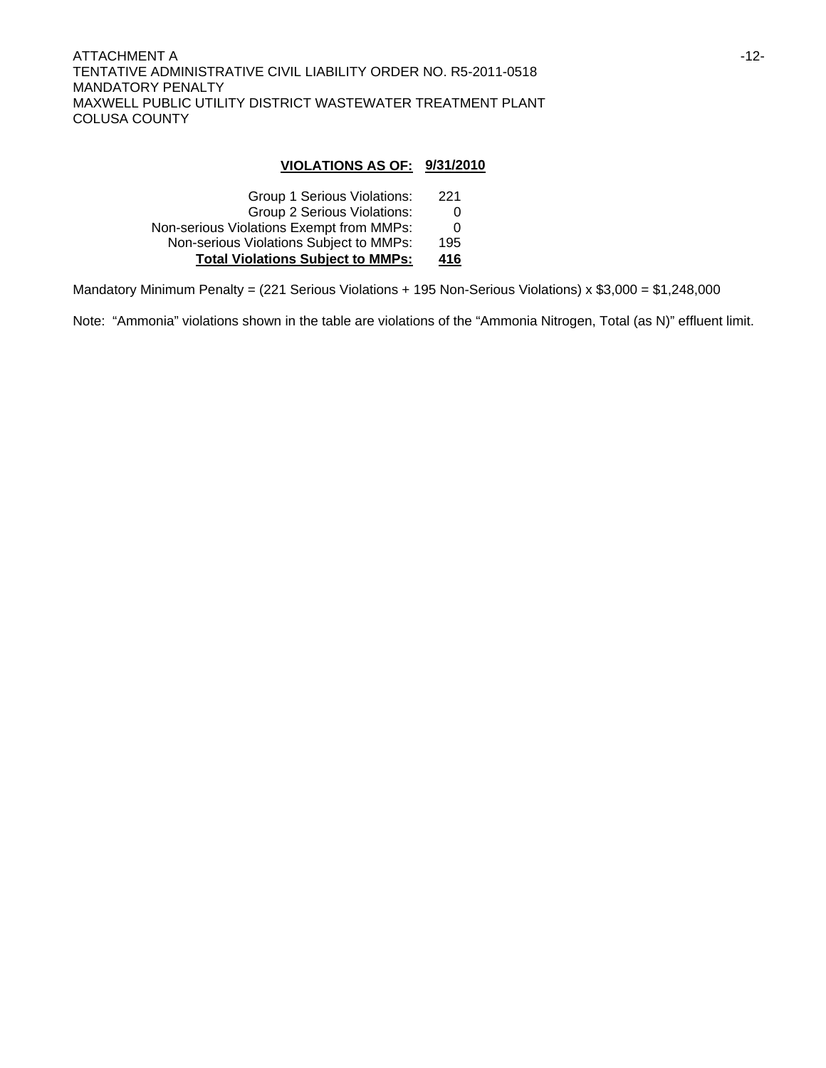**VIOLATIONS AS OF: 9/31/2010**

| | |
|---|---|
| Group 1 Serious Violations: | 221 |
| Group 2 Serious Violations: | 0 |
| Non-serious Violations Exempt from MMPs: | 0 |
| Non-serious Violations Subject to MMPs: | 195 |
| **Total Violations Subject to MMPs:** | **416** |

Mandatory Minimum Penalty = (221 Serious Violations + 195 Non-Serious Violations) x $3,000 = $1,248,000

Note: "Ammonia" violations shown in the table are violations of the "Ammonia Nitrogen, Total (as N)" effluent limit.